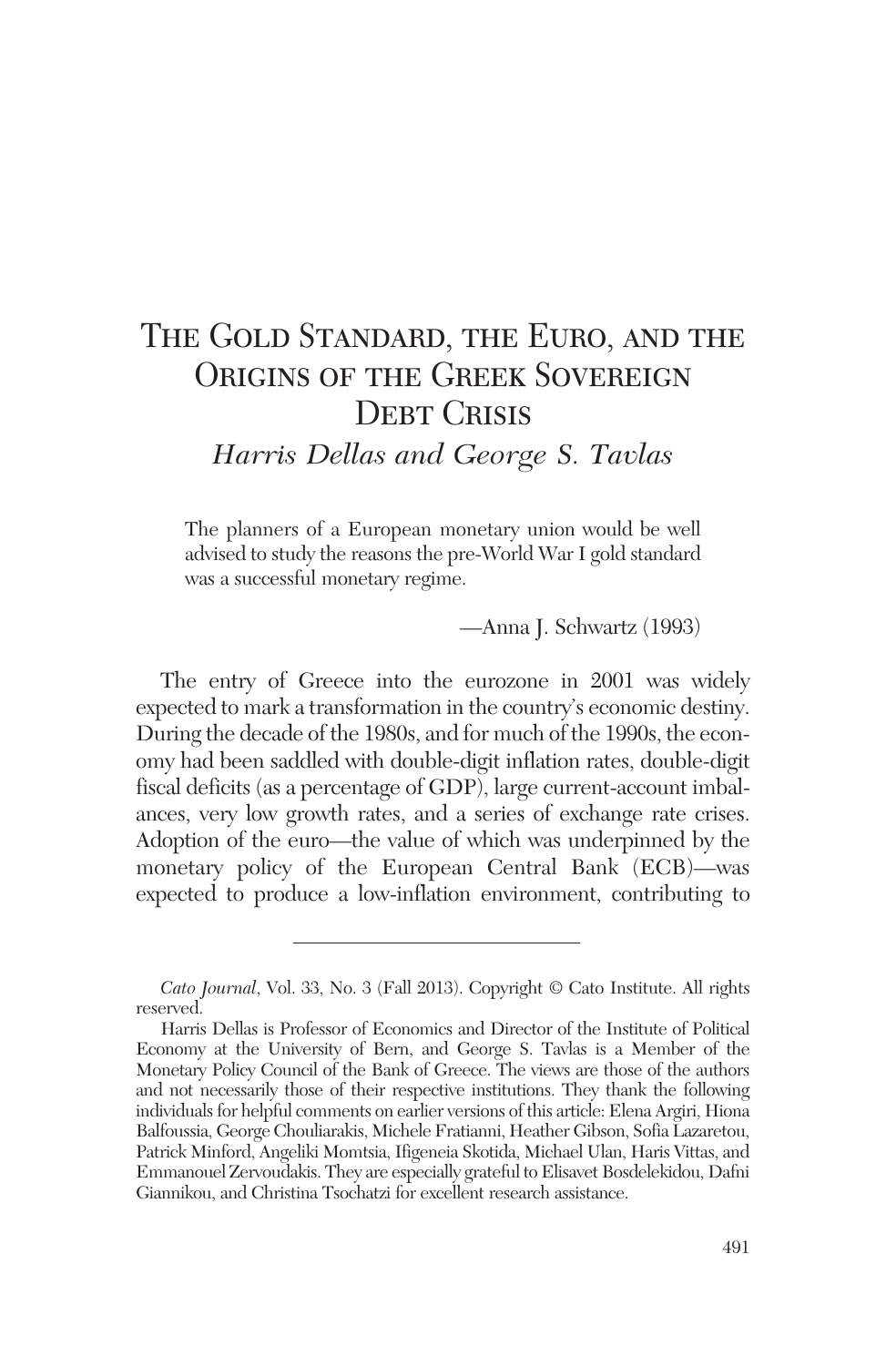# The Gold Standard, the Euro, and the Origins of the Greek Sovereign Debt Crisis

*Harris Dellas and George S. Tavlas*

> The planners of a European monetary union would be well advised to study the reasons the pre-World War I gold standard was a successful monetary regime.
>
> —Anna J. Schwartz (1993)

The entry of Greece into the eurozone in 2001 was widely expected to mark a transformation in the country's economic destiny. During the decade of the 1980s, and for much of the 1990s, the economy had been saddled with double-digit inflation rates, double-digit fiscal deficits (as a percentage of GDP), large current-account imbalances, very low growth rates, and a series of exchange rate crises. Adoption of the euro—the value of which was underpinned by the monetary policy of the European Central Bank (ECB)—was expected to produce a low-inflation environment, contributing to

---

*Cato Journal*, Vol. 33, No. 3 (Fall 2013). Copyright © Cato Institute. All rights reserved.

Harris Dellas is Professor of Economics and Director of the Institute of Political Economy at the University of Bern, and George S. Tavlas is a Member of the Monetary Policy Council of the Bank of Greece. The views are those of the authors and not necessarily those of their respective institutions. They thank the following individuals for helpful comments on earlier versions of this article: Elena Argiri, Hiona Balfoussia, George Chouliarakis, Michele Fratianni, Heather Gibson, Sofia Lazaretou, Patrick Minford, Angeliki Momtsia, Ifigeneia Skotida, Michael Ulan, Haris Vittas, and Emmanouel Zervoudakis. They are especially grateful to Elisavet Bosdelekidou, Dafni Giannikou, and Christina Tsochatzi for excellent research assistance.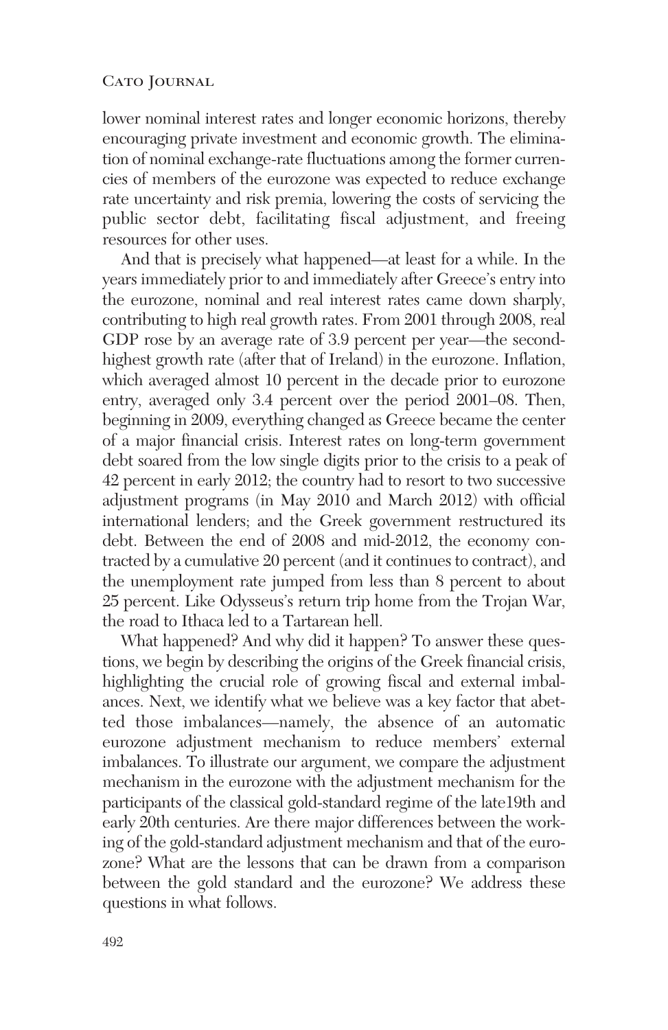lower nominal interest rates and longer economic horizons, thereby encouraging private investment and economic growth. The elimination of nominal exchange-rate fluctuations among the former currencies of members of the eurozone was expected to reduce exchange rate uncertainty and risk premia, lowering the costs of servicing the public sector debt, facilitating fiscal adjustment, and freeing resources for other uses.

And that is precisely what happened—at least for a while. In the years immediately prior to and immediately after Greece's entry into the eurozone, nominal and real interest rates came down sharply, contributing to high real growth rates. From 2001 through 2008, real GDP rose by an average rate of 3.9 percent per year—the second-highest growth rate (after that of Ireland) in the eurozone. Inflation, which averaged almost 10 percent in the decade prior to eurozone entry, averaged only 3.4 percent over the period 2001–08. Then, beginning in 2009, everything changed as Greece became the center of a major financial crisis. Interest rates on long-term government debt soared from the low single digits prior to the crisis to a peak of 42 percent in early 2012; the country had to resort to two successive adjustment programs (in May 2010 and March 2012) with official international lenders; and the Greek government restructured its debt. Between the end of 2008 and mid-2012, the economy contracted by a cumulative 20 percent (and it continues to contract), and the unemployment rate jumped from less than 8 percent to about 25 percent. Like Odysseus's return trip home from the Trojan War, the road to Ithaca led to a Tartarean hell.

What happened? And why did it happen? To answer these questions, we begin by describing the origins of the Greek financial crisis, highlighting the crucial role of growing fiscal and external imbalances. Next, we identify what we believe was a key factor that abetted those imbalances—namely, the absence of an automatic eurozone adjustment mechanism to reduce members' external imbalances. To illustrate our argument, we compare the adjustment mechanism in the eurozone with the adjustment mechanism for the participants of the classical gold-standard regime of the late19th and early 20th centuries. Are there major differences between the working of the gold-standard adjustment mechanism and that of the eurozone? What are the lessons that can be drawn from a comparison between the gold standard and the eurozone? We address these questions in what follows.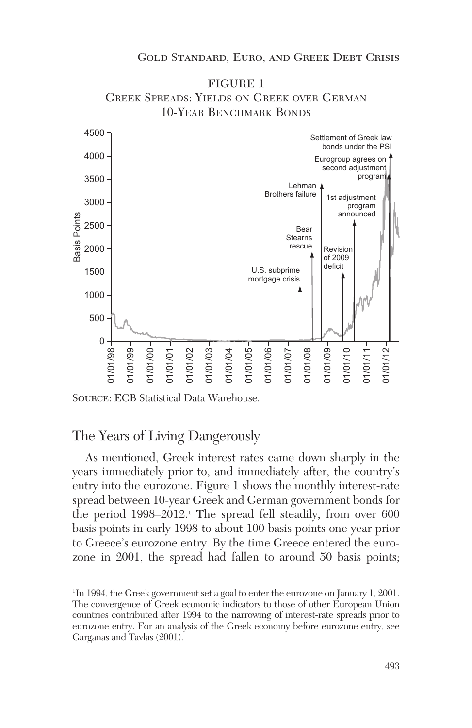FIGURE 1
Greek Spreads: Yields on Greek over German 10-Year Benchmark Bonds

Source: ECB Statistical Data Warehouse.

## The Years of Living Dangerously

As mentioned, Greek interest rates came down sharply in the years immediately prior to, and immediately after, the country's entry into the eurozone. Figure 1 shows the monthly interest-rate spread between 10-year Greek and German government bonds for the period 1998–2012.[1] The spread fell steadily, from over 600 basis points in early 1998 to about 100 basis points one year prior to Greece's eurozone entry. By the time Greece entered the eurozone in 2001, the spread had fallen to around 50 basis points;

[1] In 1994, the Greek government set a goal to enter the eurozone on January 1, 2001. The convergence of Greek economic indicators to those of other European Union countries contributed after 1994 to the narrowing of interest-rate spreads prior to eurozone entry. For an analysis of the Greek economy before eurozone entry, see Garganas and Tavlas (2001).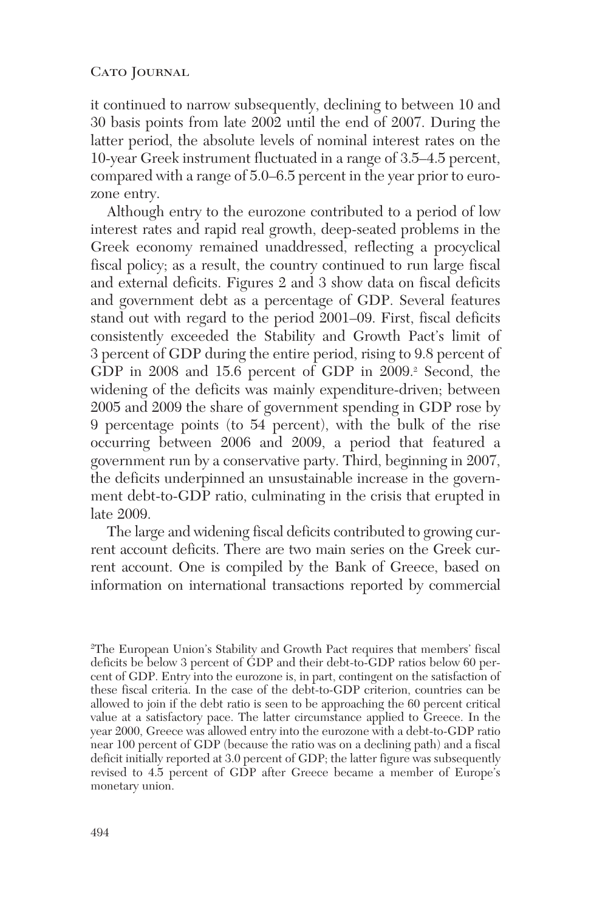it continued to narrow subsequently, declining to between 10 and 30 basis points from late 2002 until the end of 2007. During the latter period, the absolute levels of nominal interest rates on the 10-year Greek instrument fluctuated in a range of 3.5–4.5 percent, compared with a range of 5.0–6.5 percent in the year prior to eurozone entry.

Although entry to the eurozone contributed to a period of low interest rates and rapid real growth, deep-seated problems in the Greek economy remained unaddressed, reflecting a procyclical fiscal policy; as a result, the country continued to run large fiscal and external deficits. Figures 2 and 3 show data on fiscal deficits and government debt as a percentage of GDP. Several features stand out with regard to the period 2001–09. First, fiscal deficits consistently exceeded the Stability and Growth Pact's limit of 3 percent of GDP during the entire period, rising to 9.8 percent of GDP in 2008 and 15.6 percent of GDP in 2009.[2] Second, the widening of the deficits was mainly expenditure-driven; between 2005 and 2009 the share of government spending in GDP rose by 9 percentage points (to 54 percent), with the bulk of the rise occurring between 2006 and 2009, a period that featured a government run by a conservative party. Third, beginning in 2007, the deficits underpinned an unsustainable increase in the government debt-to-GDP ratio, culminating in the crisis that erupted in late 2009.

The large and widening fiscal deficits contributed to growing current account deficits. There are two main series on the Greek current account. One is compiled by the Bank of Greece, based on information on international transactions reported by commercial

[2]The European Union's Stability and Growth Pact requires that members' fiscal deficits be below 3 percent of GDP and their debt-to-GDP ratios below 60 percent of GDP. Entry into the eurozone is, in part, contingent on the satisfaction of these fiscal criteria. In the case of the debt-to-GDP criterion, countries can be allowed to join if the debt ratio is seen to be approaching the 60 percent critical value at a satisfactory pace. The latter circumstance applied to Greece. In the year 2000, Greece was allowed entry into the eurozone with a debt-to-GDP ratio near 100 percent of GDP (because the ratio was on a declining path) and a fiscal deficit initially reported at 3.0 percent of GDP; the latter figure was subsequently revised to 4.5 percent of GDP after Greece became a member of Europe's monetary union.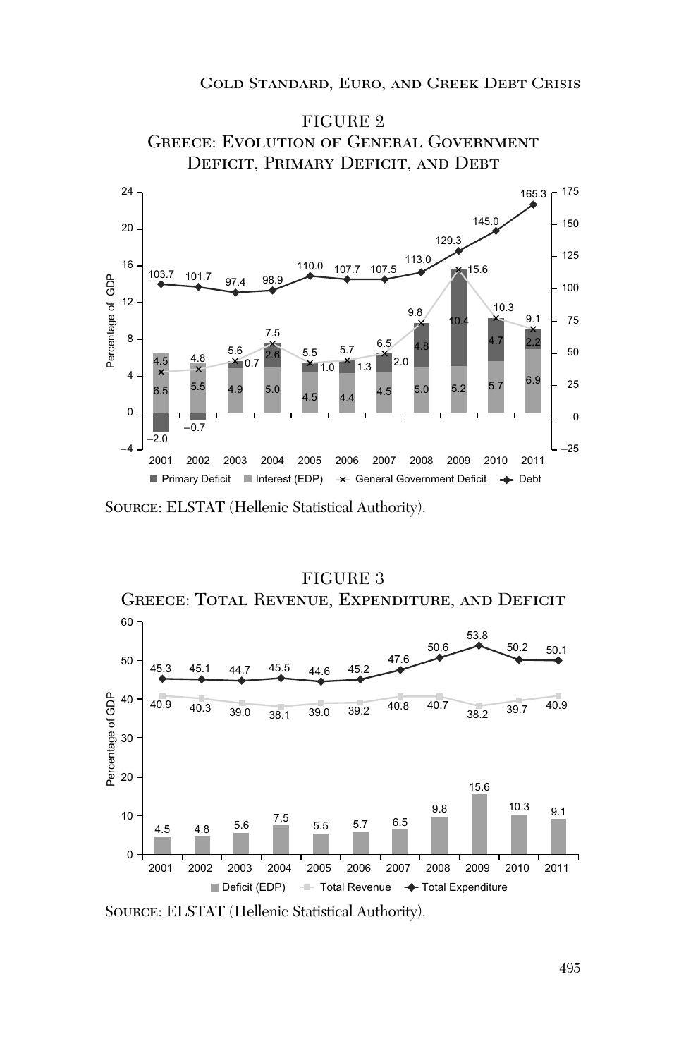FIGURE 2

Greece: Evolution of General Government Deficit, Primary Deficit, and Debt

Source: ELSTAT (Hellenic Statistical Authority).

FIGURE 3

Greece: Total Revenue, Expenditure, and Deficit

Source: ELSTAT (Hellenic Statistical Authority).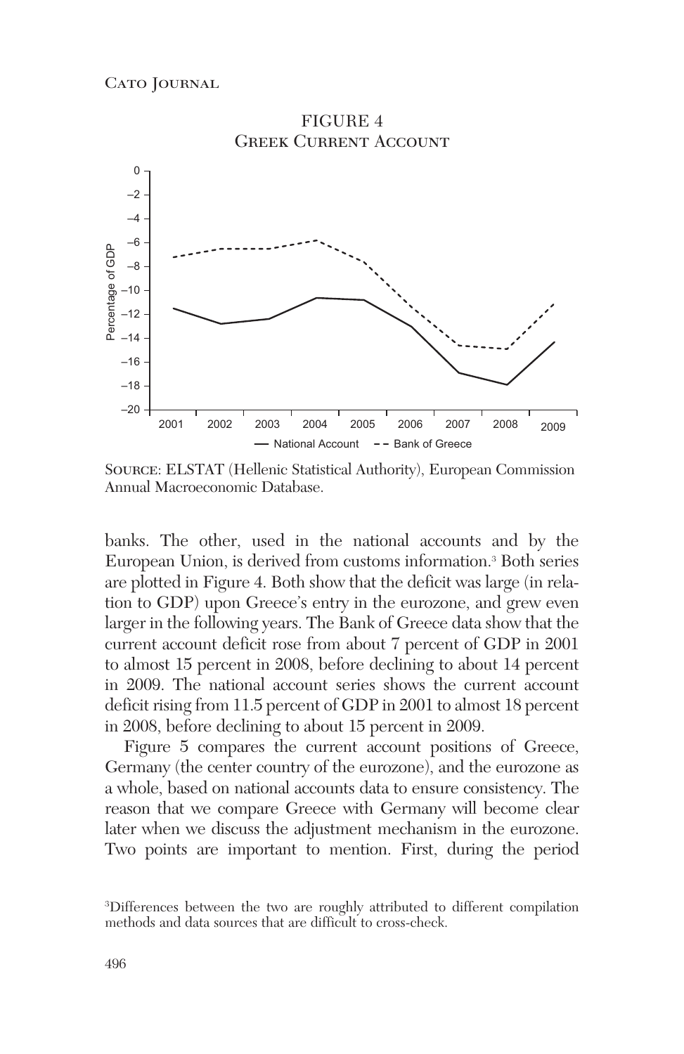FIGURE 4
Greek Current Account

Source: ELSTAT (Hellenic Statistical Authority), European Commission Annual Macroeconomic Database.

banks. The other, used in the national accounts and by the European Union, is derived from customs information.[3] Both series are plotted in Figure 4. Both show that the deficit was large (in relation to GDP) upon Greece's entry in the eurozone, and grew even larger in the following years. The Bank of Greece data show that the current account deficit rose from about 7 percent of GDP in 2001 to almost 15 percent in 2008, before declining to about 14 percent in 2009. The national account series shows the current account deficit rising from 11.5 percent of GDP in 2001 to almost 18 percent in 2008, before declining to about 15 percent in 2009.

Figure 5 compares the current account positions of Greece, Germany (the center country of the eurozone), and the eurozone as a whole, based on national accounts data to ensure consistency. The reason that we compare Greece with Germany will become clear later when we discuss the adjustment mechanism in the eurozone. Two points are important to mention. First, during the period

[3]Differences between the two are roughly attributed to different compilation methods and data sources that are difficult to cross-check.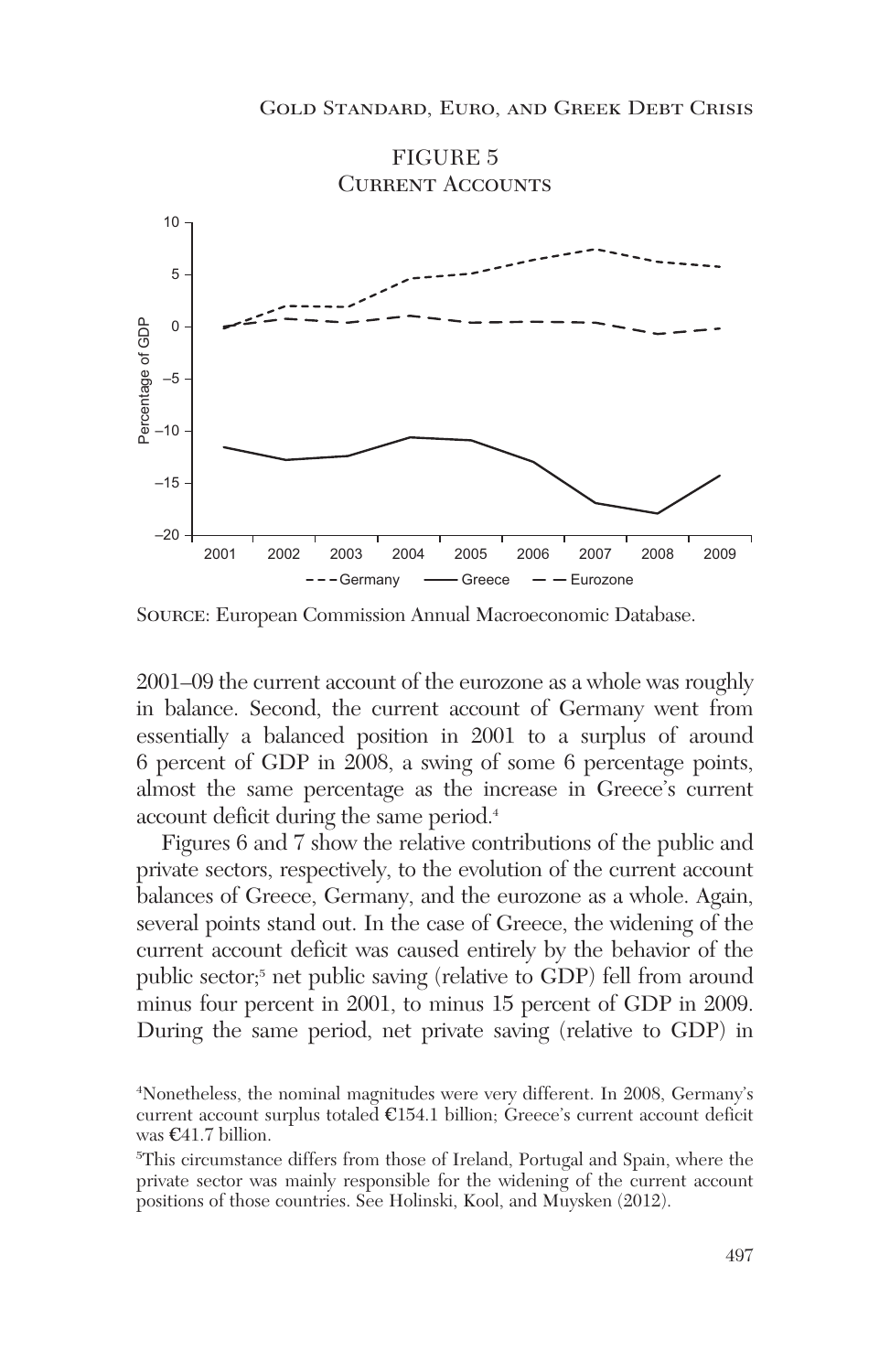FIGURE 5
Current Accounts

Source: European Commission Annual Macroeconomic Database.

2001–09 the current account of the eurozone as a whole was roughly in balance. Second, the current account of Germany went from essentially a balanced position in 2001 to a surplus of around 6 percent of GDP in 2008, a swing of some 6 percentage points, almost the same percentage as the increase in Greece's current account deficit during the same period.[4]

Figures 6 and 7 show the relative contributions of the public and private sectors, respectively, to the evolution of the current account balances of Greece, Germany, and the eurozone as a whole. Again, several points stand out. In the case of Greece, the widening of the current account deficit was caused entirely by the behavior of the public sector;[5] net public saving (relative to GDP) fell from around minus four percent in 2001, to minus 15 percent of GDP in 2009. During the same period, net private saving (relative to GDP) in

[4]Nonetheless, the nominal magnitudes were very different. In 2008, Germany's current account surplus totaled €154.1 billion; Greece's current account deficit was €41.7 billion.

[5]This circumstance differs from those of Ireland, Portugal and Spain, where the private sector was mainly responsible for the widening of the current account positions of those countries. See Holinski, Kool, and Muysken (2012).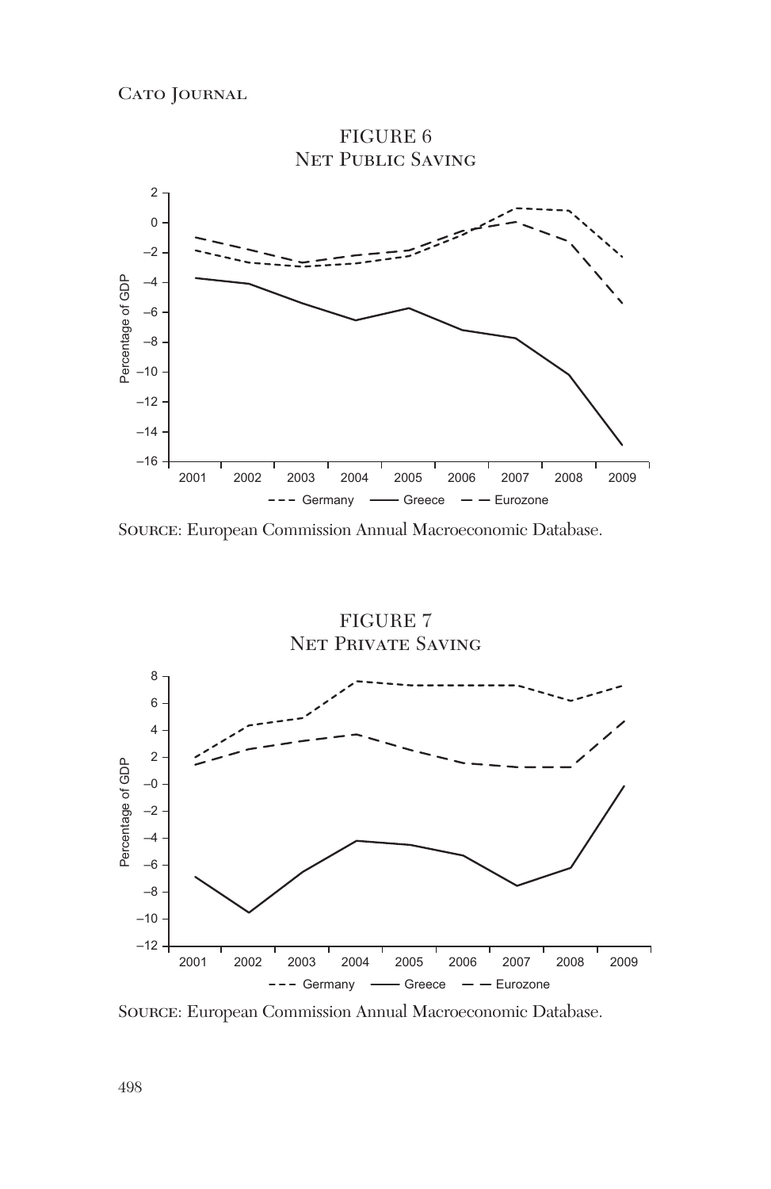FIGURE 6
Net Public Saving

Source: European Commission Annual Macroeconomic Database.

FIGURE 7
Net Private Saving

Source: European Commission Annual Macroeconomic Database.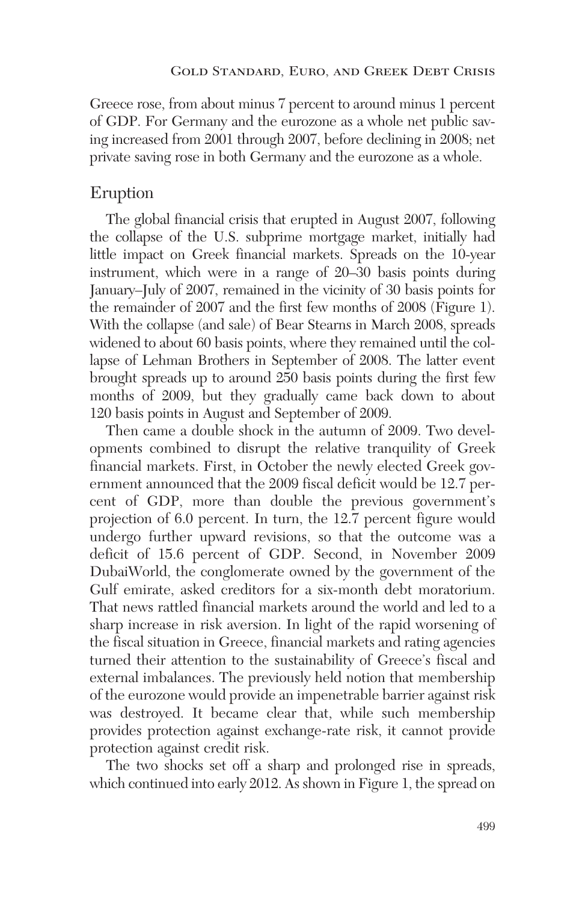Greece rose, from about minus 7 percent to around minus 1 percent of GDP. For Germany and the eurozone as a whole net public saving increased from 2001 through 2007, before declining in 2008; net private saving rose in both Germany and the eurozone as a whole.

## Eruption

The global financial crisis that erupted in August 2007, following the collapse of the U.S. subprime mortgage market, initially had little impact on Greek financial markets. Spreads on the 10-year instrument, which were in a range of 20–30 basis points during January–July of 2007, remained in the vicinity of 30 basis points for the remainder of 2007 and the first few months of 2008 (Figure 1). With the collapse (and sale) of Bear Stearns in March 2008, spreads widened to about 60 basis points, where they remained until the collapse of Lehman Brothers in September of 2008. The latter event brought spreads up to around 250 basis points during the first few months of 2009, but they gradually came back down to about 120 basis points in August and September of 2009.

Then came a double shock in the autumn of 2009. Two developments combined to disrupt the relative tranquility of Greek financial markets. First, in October the newly elected Greek government announced that the 2009 fiscal deficit would be 12.7 percent of GDP, more than double the previous government's projection of 6.0 percent. In turn, the 12.7 percent figure would undergo further upward revisions, so that the outcome was a deficit of 15.6 percent of GDP. Second, in November 2009 DubaiWorld, the conglomerate owned by the government of the Gulf emirate, asked creditors for a six-month debt moratorium. That news rattled financial markets around the world and led to a sharp increase in risk aversion. In light of the rapid worsening of the fiscal situation in Greece, financial markets and rating agencies turned their attention to the sustainability of Greece's fiscal and external imbalances. The previously held notion that membership of the eurozone would provide an impenetrable barrier against risk was destroyed. It became clear that, while such membership provides protection against exchange-rate risk, it cannot provide protection against credit risk.

The two shocks set off a sharp and prolonged rise in spreads, which continued into early 2012. As shown in Figure 1, the spread on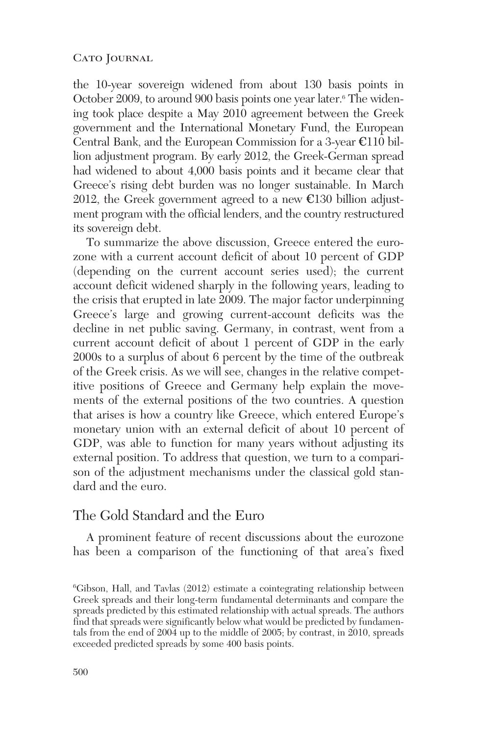the 10-year sovereign widened from about 130 basis points in October 2009, to around 900 basis points one year later.[6] The widening took place despite a May 2010 agreement between the Greek government and the International Monetary Fund, the European Central Bank, and the European Commission for a 3-year €110 billion adjustment program. By early 2012, the Greek-German spread had widened to about 4,000 basis points and it became clear that Greece's rising debt burden was no longer sustainable. In March 2012, the Greek government agreed to a new €130 billion adjustment program with the official lenders, and the country restructured its sovereign debt.

To summarize the above discussion, Greece entered the eurozone with a current account deficit of about 10 percent of GDP (depending on the current account series used); the current account deficit widened sharply in the following years, leading to the crisis that erupted in late 2009. The major factor underpinning Greece's large and growing current-account deficits was the decline in net public saving. Germany, in contrast, went from a current account deficit of about 1 percent of GDP in the early 2000s to a surplus of about 6 percent by the time of the outbreak of the Greek crisis. As we will see, changes in the relative competitive positions of Greece and Germany help explain the movements of the external positions of the two countries. A question that arises is how a country like Greece, which entered Europe's monetary union with an external deficit of about 10 percent of GDP, was able to function for many years without adjusting its external position. To address that question, we turn to a comparison of the adjustment mechanisms under the classical gold standard and the euro.

## The Gold Standard and the Euro

A prominent feature of recent discussions about the eurozone has been a comparison of the functioning of that area's fixed

[6]Gibson, Hall, and Tavlas (2012) estimate a cointegrating relationship between Greek spreads and their long-term fundamental determinants and compare the spreads predicted by this estimated relationship with actual spreads. The authors find that spreads were significantly below what would be predicted by fundamentals from the end of 2004 up to the middle of 2005; by contrast, in 2010, spreads exceeded predicted spreads by some 400 basis points.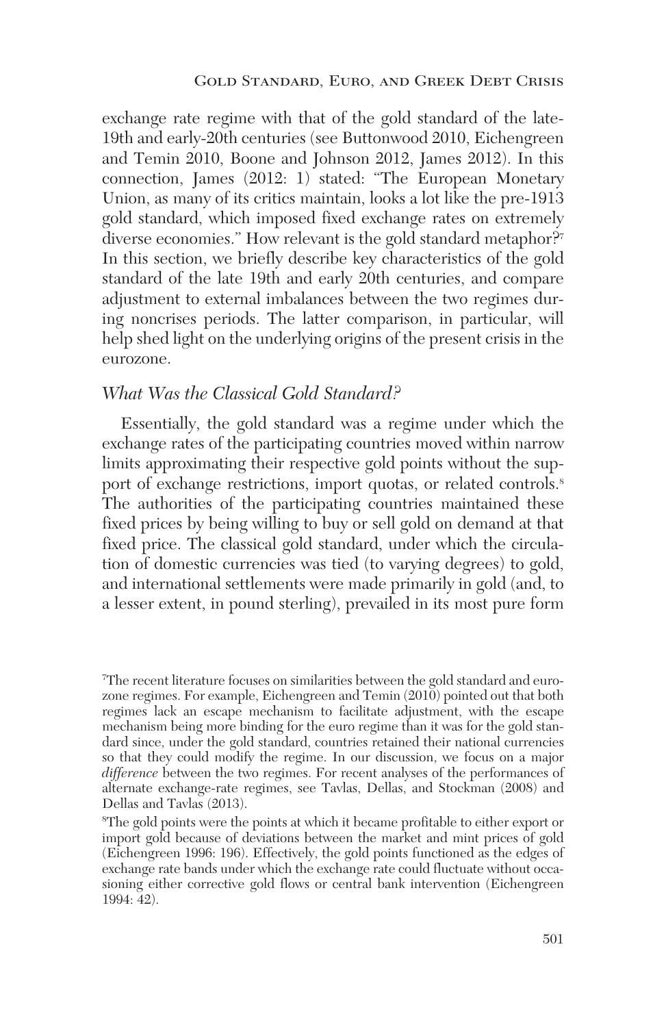exchange rate regime with that of the gold standard of the late-19th and early-20th centuries (see Buttonwood 2010, Eichengreen and Temin 2010, Boone and Johnson 2012, James 2012). In this connection, James (2012: 1) stated: "The European Monetary Union, as many of its critics maintain, looks a lot like the pre-1913 gold standard, which imposed fixed exchange rates on extremely diverse economies." How relevant is the gold standard metaphor?[7] In this section, we briefly describe key characteristics of the gold standard of the late 19th and early 20th centuries, and compare adjustment to external imbalances between the two regimes during noncrises periods. The latter comparison, in particular, will help shed light on the underlying origins of the present crisis in the eurozone.

### *What Was the Classical Gold Standard?*

Essentially, the gold standard was a regime under which the exchange rates of the participating countries moved within narrow limits approximating their respective gold points without the support of exchange restrictions, import quotas, or related controls.[8] The authorities of the participating countries maintained these fixed prices by being willing to buy or sell gold on demand at that fixed price. The classical gold standard, under which the circulation of domestic currencies was tied (to varying degrees) to gold, and international settlements were made primarily in gold (and, to a lesser extent, in pound sterling), prevailed in its most pure form

---

[7]The recent literature focuses on similarities between the gold standard and eurozone regimes. For example, Eichengreen and Temin (2010) pointed out that both regimes lack an escape mechanism to facilitate adjustment, with the escape mechanism being more binding for the euro regime than it was for the gold standard since, under the gold standard, countries retained their national currencies so that they could modify the regime. In our discussion, we focus on a major *difference* between the two regimes. For recent analyses of the performances of alternate exchange-rate regimes, see Tavlas, Dellas, and Stockman (2008) and Dellas and Tavlas (2013).

[8]The gold points were the points at which it became profitable to either export or import gold because of deviations between the market and mint prices of gold (Eichengreen 1996: 196). Effectively, the gold points functioned as the edges of exchange rate bands under which the exchange rate could fluctuate without occasioning either corrective gold flows or central bank intervention (Eichengreen 1994: 42).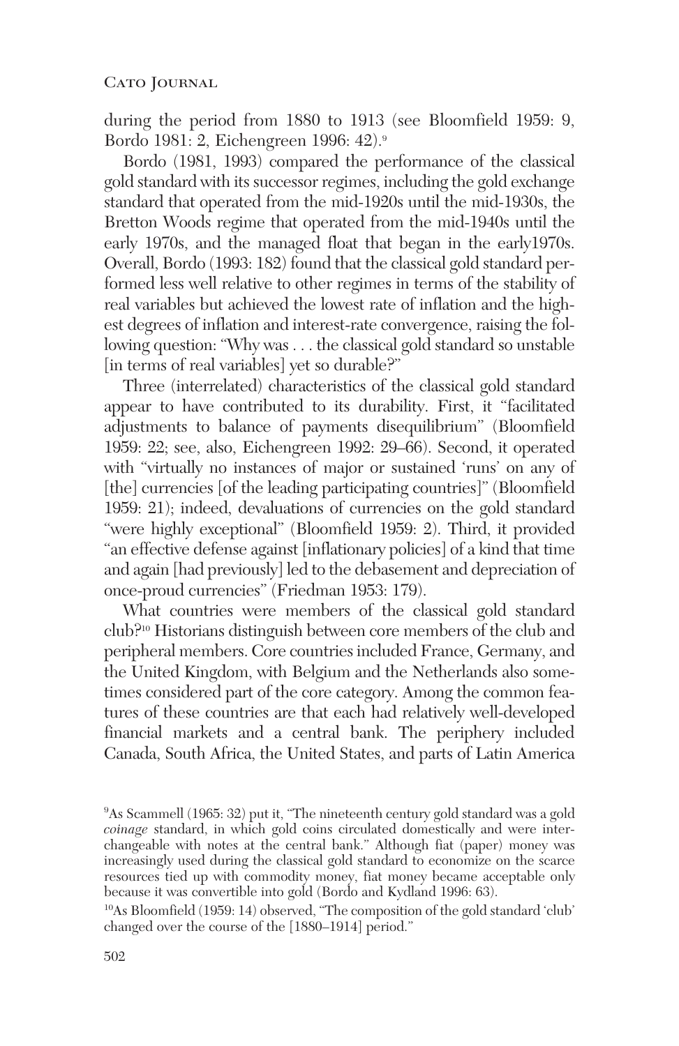during the period from 1880 to 1913 (see Bloomfield 1959: 9, Bordo 1981: 2, Eichengreen 1996: 42).[9]

Bordo (1981, 1993) compared the performance of the classical gold standard with its successor regimes, including the gold exchange standard that operated from the mid-1920s until the mid-1930s, the Bretton Woods regime that operated from the mid-1940s until the early 1970s, and the managed float that began in the early1970s. Overall, Bordo (1993: 182) found that the classical gold standard performed less well relative to other regimes in terms of the stability of real variables but achieved the lowest rate of inflation and the highest degrees of inflation and interest-rate convergence, raising the following question: "Why was . . . the classical gold standard so unstable [in terms of real variables] yet so durable?"

Three (interrelated) characteristics of the classical gold standard appear to have contributed to its durability. First, it "facilitated adjustments to balance of payments disequilibrium" (Bloomfield 1959: 22; see, also, Eichengreen 1992: 29–66). Second, it operated with "virtually no instances of major or sustained 'runs' on any of [the] currencies [of the leading participating countries]" (Bloomfield 1959: 21); indeed, devaluations of currencies on the gold standard "were highly exceptional" (Bloomfield 1959: 2). Third, it provided "an effective defense against [inflationary policies] of a kind that time and again [had previously] led to the debasement and depreciation of once-proud currencies" (Friedman 1953: 179).

What countries were members of the classical gold standard club?[10] Historians distinguish between core members of the club and peripheral members. Core countries included France, Germany, and the United Kingdom, with Belgium and the Netherlands also sometimes considered part of the core category. Among the common features of these countries are that each had relatively well-developed financial markets and a central bank. The periphery included Canada, South Africa, the United States, and parts of Latin America

[9] As Scammell (1965: 32) put it, "The nineteenth century gold standard was a gold *coinage* standard, in which gold coins circulated domestically and were interchangeable with notes at the central bank." Although fiat (paper) money was increasingly used during the classical gold standard to economize on the scarce resources tied up with commodity money, fiat money became acceptable only because it was convertible into gold (Bordo and Kydland 1996: 63).

[10] As Bloomfield (1959: 14) observed, "The composition of the gold standard 'club' changed over the course of the [1880–1914] period."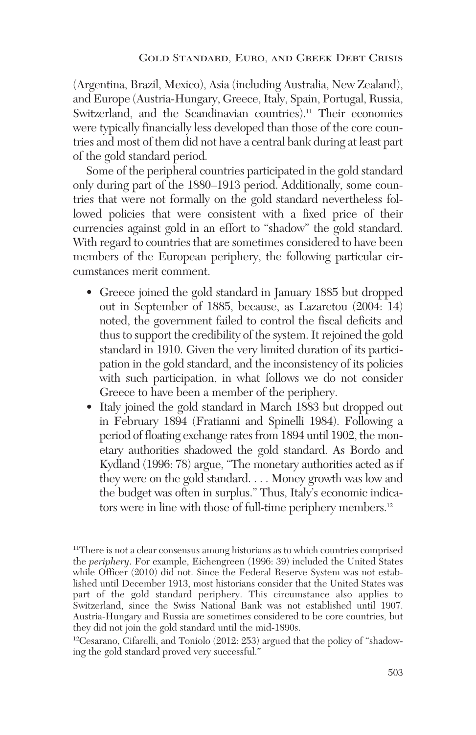(Argentina, Brazil, Mexico), Asia (including Australia, New Zealand), and Europe (Austria-Hungary, Greece, Italy, Spain, Portugal, Russia, Switzerland, and the Scandinavian countries).[11] Their economies were typically financially less developed than those of the core countries and most of them did not have a central bank during at least part of the gold standard period.

Some of the peripheral countries participated in the gold standard only during part of the 1880–1913 period. Additionally, some countries that were not formally on the gold standard nevertheless followed policies that were consistent with a fixed price of their currencies against gold in an effort to "shadow" the gold standard. With regard to countries that are sometimes considered to have been members of the European periphery, the following particular circumstances merit comment.

- Greece joined the gold standard in January 1885 but dropped out in September of 1885, because, as Lazaretou (2004: 14) noted, the government failed to control the fiscal deficits and thus to support the credibility of the system. It rejoined the gold standard in 1910. Given the very limited duration of its participation in the gold standard, and the inconsistency of its policies with such participation, in what follows we do not consider Greece to have been a member of the periphery.
- Italy joined the gold standard in March 1883 but dropped out in February 1894 (Fratianni and Spinelli 1984). Following a period of floating exchange rates from 1894 until 1902, the monetary authorities shadowed the gold standard. As Bordo and Kydland (1996: 78) argue, "The monetary authorities acted as if they were on the gold standard. . . . Money growth was low and the budget was often in surplus." Thus, Italy's economic indicators were in line with those of full-time periphery members.[12]

[11]There is not a clear consensus among historians as to which countries comprised the *periphery*. For example, Eichengreen (1996: 39) included the United States while Officer (2010) did not. Since the Federal Reserve System was not established until December 1913, most historians consider that the United States was part of the gold standard periphery. This circumstance also applies to Switzerland, since the Swiss National Bank was not established until 1907. Austria-Hungary and Russia are sometimes considered to be core countries, but they did not join the gold standard until the mid-1890s.

[12]Cesarano, Cifarelli, and Toniolo (2012: 253) argued that the policy of "shadowing the gold standard proved very successful."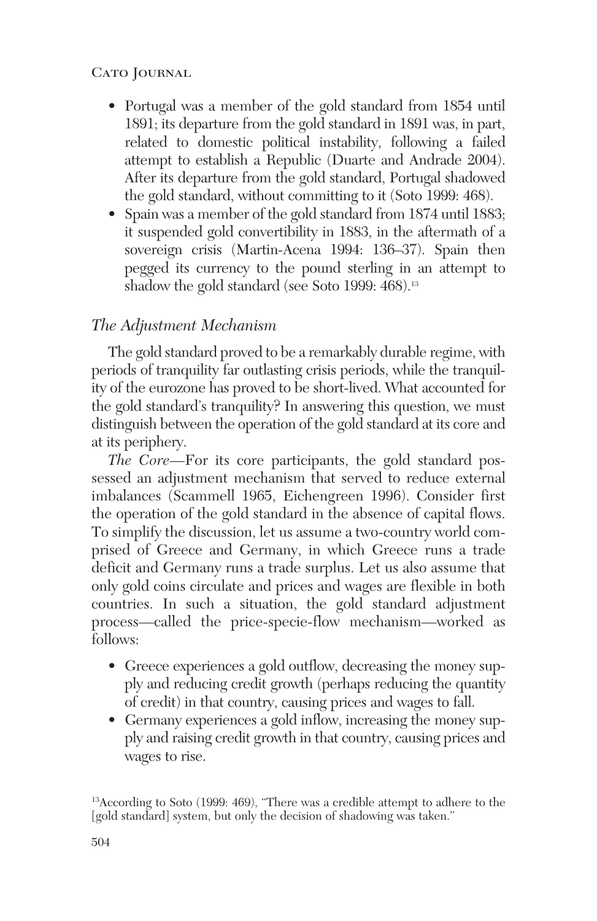- Portugal was a member of the gold standard from 1854 until 1891; its departure from the gold standard in 1891 was, in part, related to domestic political instability, following a failed attempt to establish a Republic (Duarte and Andrade 2004). After its departure from the gold standard, Portugal shadowed the gold standard, without committing to it (Soto 1999: 468).
- Spain was a member of the gold standard from 1874 until 1883; it suspended gold convertibility in 1883, in the aftermath of a sovereign crisis (Martin-Acena 1994: 136–37). Spain then pegged its currency to the pound sterling in an attempt to shadow the gold standard (see Soto 1999: 468).[13]

### *The Adjustment Mechanism*

The gold standard proved to be a remarkably durable regime, with periods of tranquility far outlasting crisis periods, while the tranquility of the eurozone has proved to be short-lived. What accounted for the gold standard's tranquility? In answering this question, we must distinguish between the operation of the gold standard at its core and at its periphery.

*The Core*—For its core participants, the gold standard possessed an adjustment mechanism that served to reduce external imbalances (Scammell 1965, Eichengreen 1996). Consider first the operation of the gold standard in the absence of capital flows. To simplify the discussion, let us assume a two-country world comprised of Greece and Germany, in which Greece runs a trade deficit and Germany runs a trade surplus. Let us also assume that only gold coins circulate and prices and wages are flexible in both countries. In such a situation, the gold standard adjustment process—called the price-specie-flow mechanism—worked as follows:

- Greece experiences a gold outflow, decreasing the money supply and reducing credit growth (perhaps reducing the quantity of credit) in that country, causing prices and wages to fall.
- Germany experiences a gold inflow, increasing the money supply and raising credit growth in that country, causing prices and wages to rise.

[13]According to Soto (1999: 469), "There was a credible attempt to adhere to the [gold standard] system, but only the decision of shadowing was taken."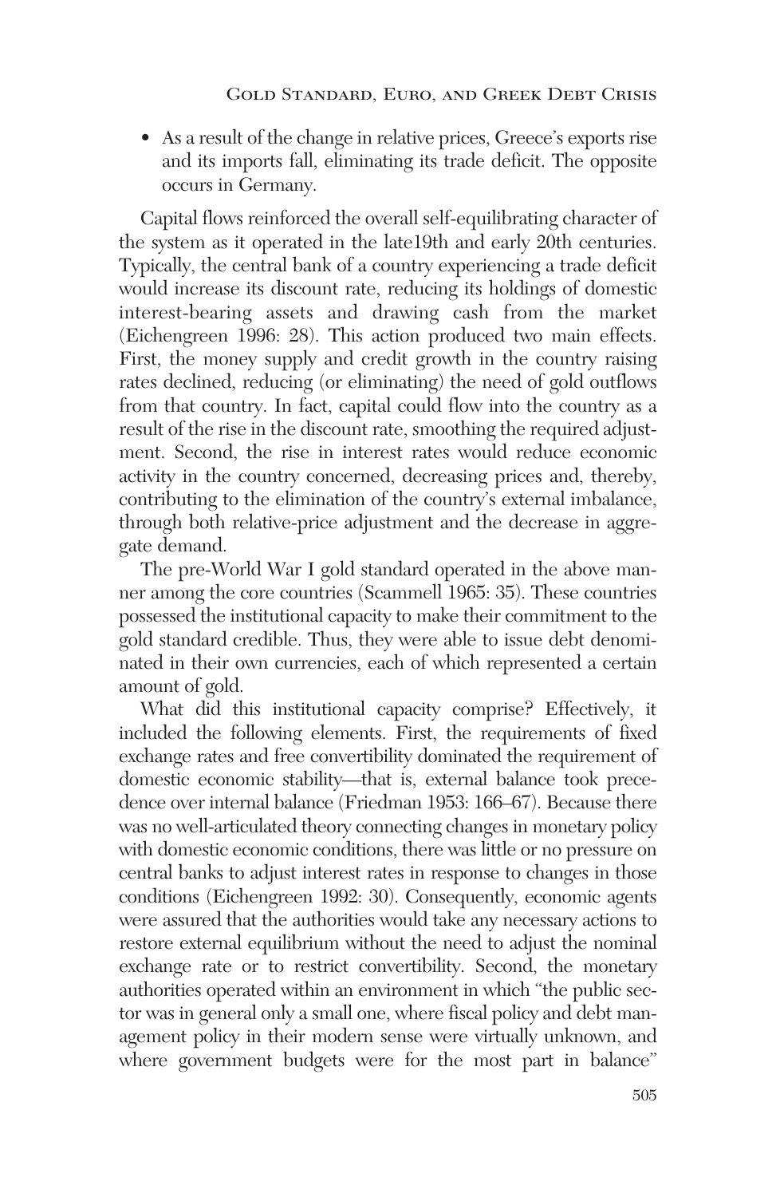- As a result of the change in relative prices, Greece's exports rise and its imports fall, eliminating its trade deficit. The opposite occurs in Germany.

Capital flows reinforced the overall self-equilibrating character of the system as it operated in the late19th and early 20th centuries. Typically, the central bank of a country experiencing a trade deficit would increase its discount rate, reducing its holdings of domestic interest-bearing assets and drawing cash from the market (Eichengreen 1996: 28). This action produced two main effects. First, the money supply and credit growth in the country raising rates declined, reducing (or eliminating) the need of gold outflows from that country. In fact, capital could flow into the country as a result of the rise in the discount rate, smoothing the required adjustment. Second, the rise in interest rates would reduce economic activity in the country concerned, decreasing prices and, thereby, contributing to the elimination of the country's external imbalance, through both relative-price adjustment and the decrease in aggregate demand.

The pre-World War I gold standard operated in the above manner among the core countries (Scammell 1965: 35). These countries possessed the institutional capacity to make their commitment to the gold standard credible. Thus, they were able to issue debt denominated in their own currencies, each of which represented a certain amount of gold.

What did this institutional capacity comprise? Effectively, it included the following elements. First, the requirements of fixed exchange rates and free convertibility dominated the requirement of domestic economic stability—that is, external balance took precedence over internal balance (Friedman 1953: 166–67). Because there was no well-articulated theory connecting changes in monetary policy with domestic economic conditions, there was little or no pressure on central banks to adjust interest rates in response to changes in those conditions (Eichengreen 1992: 30). Consequently, economic agents were assured that the authorities would take any necessary actions to restore external equilibrium without the need to adjust the nominal exchange rate or to restrict convertibility. Second, the monetary authorities operated within an environment in which "the public sector was in general only a small one, where fiscal policy and debt management policy in their modern sense were virtually unknown, and where government budgets were for the most part in balance"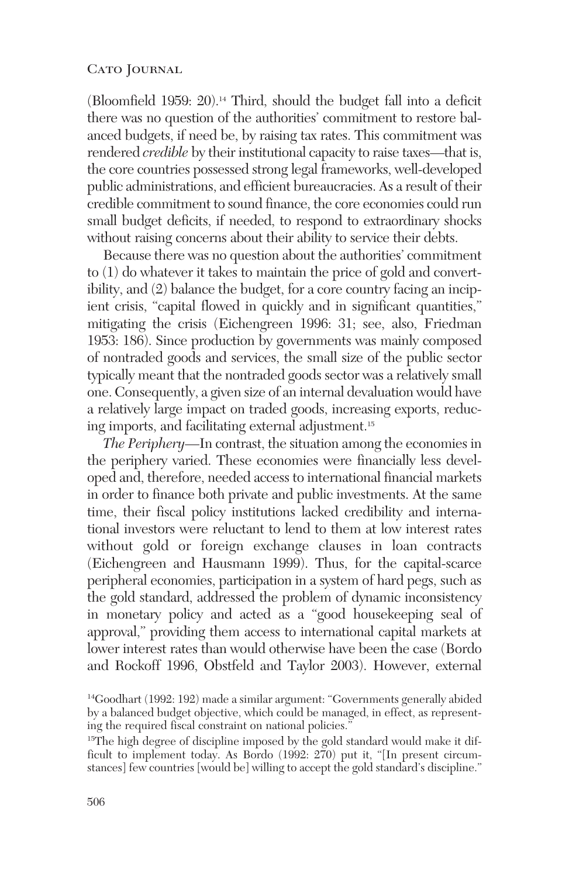(Bloomfield 1959: 20).[14] Third, should the budget fall into a deficit there was no question of the authorities' commitment to restore balanced budgets, if need be, by raising tax rates. This commitment was rendered *credible* by their institutional capacity to raise taxes—that is, the core countries possessed strong legal frameworks, well-developed public administrations, and efficient bureaucracies. As a result of their credible commitment to sound finance, the core economies could run small budget deficits, if needed, to respond to extraordinary shocks without raising concerns about their ability to service their debts.

Because there was no question about the authorities' commitment to (1) do whatever it takes to maintain the price of gold and convertibility, and (2) balance the budget, for a core country facing an incipient crisis, "capital flowed in quickly and in significant quantities," mitigating the crisis (Eichengreen 1996: 31; see, also, Friedman 1953: 186). Since production by governments was mainly composed of nontraded goods and services, the small size of the public sector typically meant that the nontraded goods sector was a relatively small one. Consequently, a given size of an internal devaluation would have a relatively large impact on traded goods, increasing exports, reducing imports, and facilitating external adjustment.[15]

*The Periphery*—In contrast, the situation among the economies in the periphery varied. These economies were financially less developed and, therefore, needed access to international financial markets in order to finance both private and public investments. At the same time, their fiscal policy institutions lacked credibility and international investors were reluctant to lend to them at low interest rates without gold or foreign exchange clauses in loan contracts (Eichengreen and Hausmann 1999). Thus, for the capital-scarce peripheral economies, participation in a system of hard pegs, such as the gold standard, addressed the problem of dynamic inconsistency in monetary policy and acted as a "good housekeeping seal of approval," providing them access to international capital markets at lower interest rates than would otherwise have been the case (Bordo and Rockoff 1996, Obstfeld and Taylor 2003). However, external

[14] Goodhart (1992: 192) made a similar argument: "Governments generally abided by a balanced budget objective, which could be managed, in effect, as representing the required fiscal constraint on national policies."

[15] The high degree of discipline imposed by the gold standard would make it difficult to implement today. As Bordo (1992: 270) put it, "[In present circumstances] few countries [would be] willing to accept the gold standard's discipline."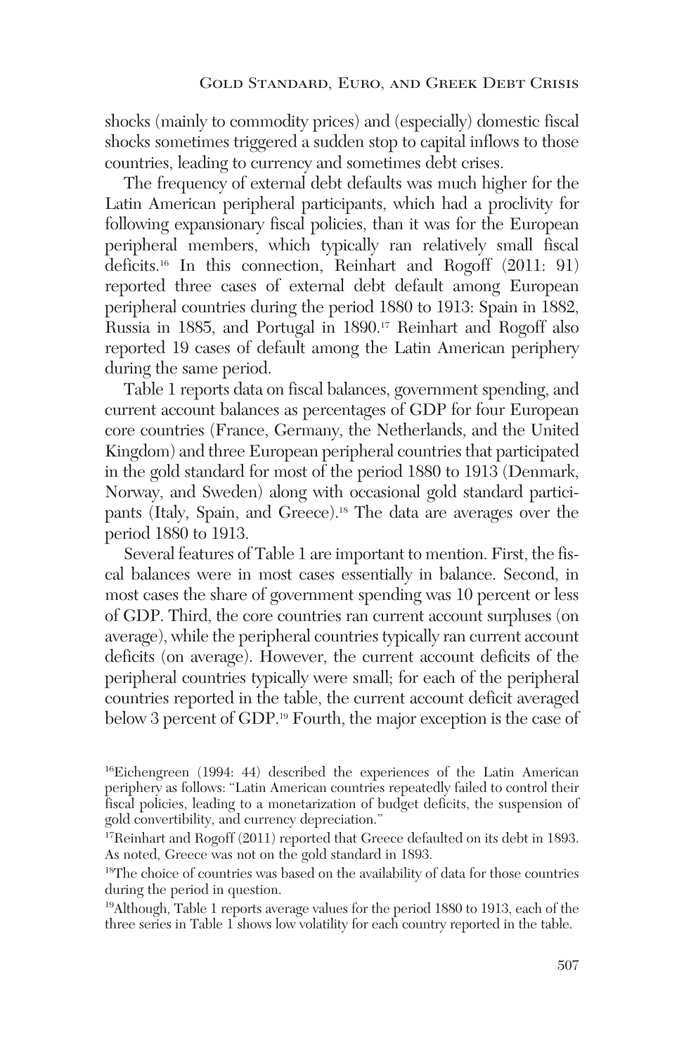shocks (mainly to commodity prices) and (especially) domestic fiscal shocks sometimes triggered a sudden stop to capital inflows to those countries, leading to currency and sometimes debt crises.

The frequency of external debt defaults was much higher for the Latin American peripheral participants, which had a proclivity for following expansionary fiscal policies, than it was for the European peripheral members, which typically ran relatively small fiscal deficits.[16] In this connection, Reinhart and Rogoff (2011: 91) reported three cases of external debt default among European peripheral countries during the period 1880 to 1913: Spain in 1882, Russia in 1885, and Portugal in 1890.[17] Reinhart and Rogoff also reported 19 cases of default among the Latin American periphery during the same period.

Table 1 reports data on fiscal balances, government spending, and current account balances as percentages of GDP for four European core countries (France, Germany, the Netherlands, and the United Kingdom) and three European peripheral countries that participated in the gold standard for most of the period 1880 to 1913 (Denmark, Norway, and Sweden) along with occasional gold standard participants (Italy, Spain, and Greece).[18] The data are averages over the period 1880 to 1913.

Several features of Table 1 are important to mention. First, the fiscal balances were in most cases essentially in balance. Second, in most cases the share of government spending was 10 percent or less of GDP. Third, the core countries ran current account surpluses (on average), while the peripheral countries typically ran current account deficits (on average). However, the current account deficits of the peripheral countries typically were small; for each of the peripheral countries reported in the table, the current account deficit averaged below 3 percent of GDP.[19] Fourth, the major exception is the case of

[16] Eichengreen (1994: 44) described the experiences of the Latin American periphery as follows: "Latin American countries repeatedly failed to control their fiscal policies, leading to a monetarization of budget deficits, the suspension of gold convertibility, and currency depreciation."

[17] Reinhart and Rogoff (2011) reported that Greece defaulted on its debt in 1893. As noted, Greece was not on the gold standard in 1893.

[18] The choice of countries was based on the availability of data for those countries during the period in question.

[19] Although, Table 1 reports average values for the period 1880 to 1913, each of the three series in Table 1 shows low volatility for each country reported in the table.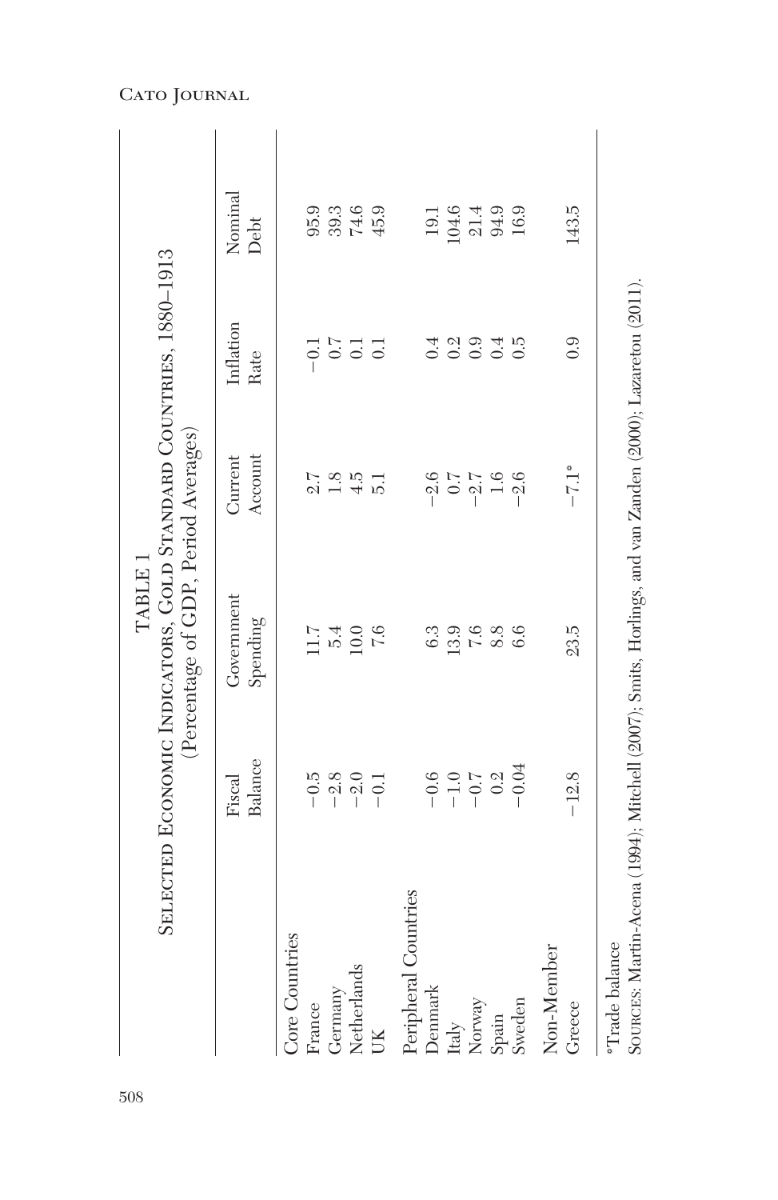TABLE 1

Selected Economic Indicators, Gold Standard Countries, 1880–1913

(Percentage of GDP, Period Averages)

| | Fiscal Balance | Government Spending | Current Account | Inflation Rate | Nominal Debt |
|---|---|---|---|---|---|
| Core Countries | | | | | |
| France | −0.5 | 11.7 | 2.7 | −0.1 | 95.9 |
| Germany | −2.8 | 5.4 | 1.8 | 0.7 | 39.3 |
| Netherlands | −2.0 | 10.0 | 4.5 | 0.1 | 74.6 |
| UK | −0.1 | 7.6 | 5.1 | 0.1 | 45.9 |
| Peripheral Countries | | | | | |
| Denmark | −0.6 | 6.3 | −2.6 | 0.4 | 19.1 |
| Italy | −1.0 | 13.9 | 0.7 | 0.2 | 104.6 |
| Norway | −0.7 | 7.6 | −2.7 | 0.9 | 21.4 |
| Spain | 0.2 | 8.8 | 1.6 | 0.4 | 94.9 |
| Sweden | −0.04 | 6.6 | −2.6 | 0.5 | 16.9 |
| Non-Member | | | | | |
| Greece | −12.8 | 23.5 | −7.1* | 0.9 | 143.5 |

*Trade balance

Sources: Martín-Acena (1994); Mitchell (2007); Smits, Horlings, and van Zanden (2000); Lazaretou (2011).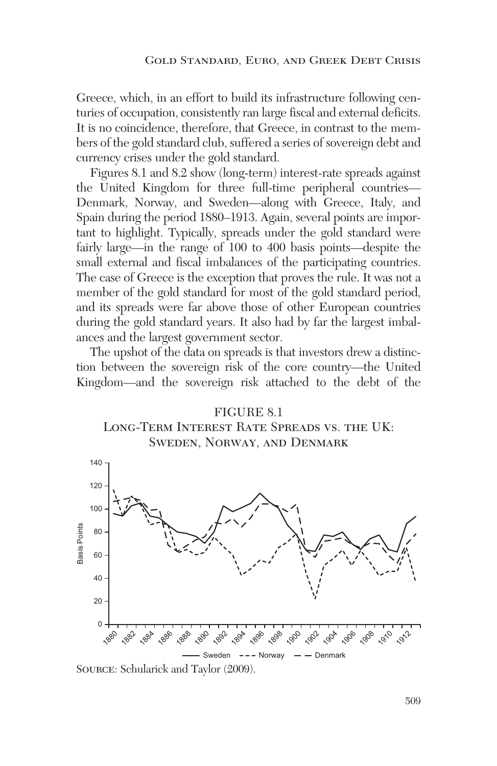Greece, which, in an effort to build its infrastructure following centuries of occupation, consistently ran large fiscal and external deficits. It is no coincidence, therefore, that Greece, in contrast to the members of the gold standard club, suffered a series of sovereign debt and currency crises under the gold standard.

Figures 8.1 and 8.2 show (long-term) interest-rate spreads against the United Kingdom for three full-time peripheral countries—Denmark, Norway, and Sweden—along with Greece, Italy, and Spain during the period 1880–1913. Again, several points are important to highlight. Typically, spreads under the gold standard were fairly large—in the range of 100 to 400 basis points—despite the small external and fiscal imbalances of the participating countries. The case of Greece is the exception that proves the rule. It was not a member of the gold standard for most of the gold standard period, and its spreads were far above those of other European countries during the gold standard years. It also had by far the largest imbalances and the largest government sector.

The upshot of the data on spreads is that investors drew a distinction between the sovereign risk of the core country—the United Kingdom—and the sovereign risk attached to the debt of the

FIGURE 8.1
LONG-TERM INTEREST RATE SPREADS VS. THE UK: SWEDEN, NORWAY, AND DENMARK

SOURCE: Schularick and Taylor (2009).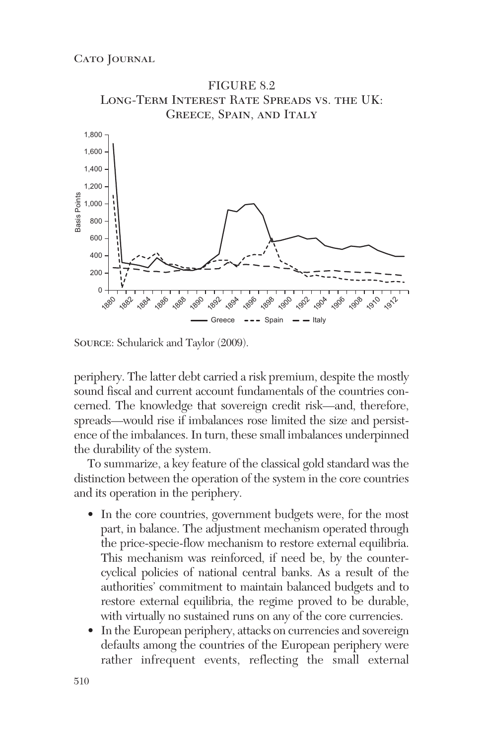FIGURE 8.2
Long-Term Interest Rate Spreads vs. the UK: Greece, Spain, and Italy

Source: Schularick and Taylor (2009).

periphery. The latter debt carried a risk premium, despite the mostly sound fiscal and current account fundamentals of the countries concerned. The knowledge that sovereign credit risk—and, therefore, spreads—would rise if imbalances rose limited the size and persistence of the imbalances. In turn, these small imbalances underpinned the durability of the system.

To summarize, a key feature of the classical gold standard was the distinction between the operation of the system in the core countries and its operation in the periphery.

- In the core countries, government budgets were, for the most part, in balance. The adjustment mechanism operated through the price-specie-flow mechanism to restore external equilibria. This mechanism was reinforced, if need be, by the countercyclical policies of national central banks. As a result of the authorities' commitment to maintain balanced budgets and to restore external equilibria, the regime proved to be durable, with virtually no sustained runs on any of the core currencies.
- In the European periphery, attacks on currencies and sovereign defaults among the countries of the European periphery were rather infrequent events, reflecting the small external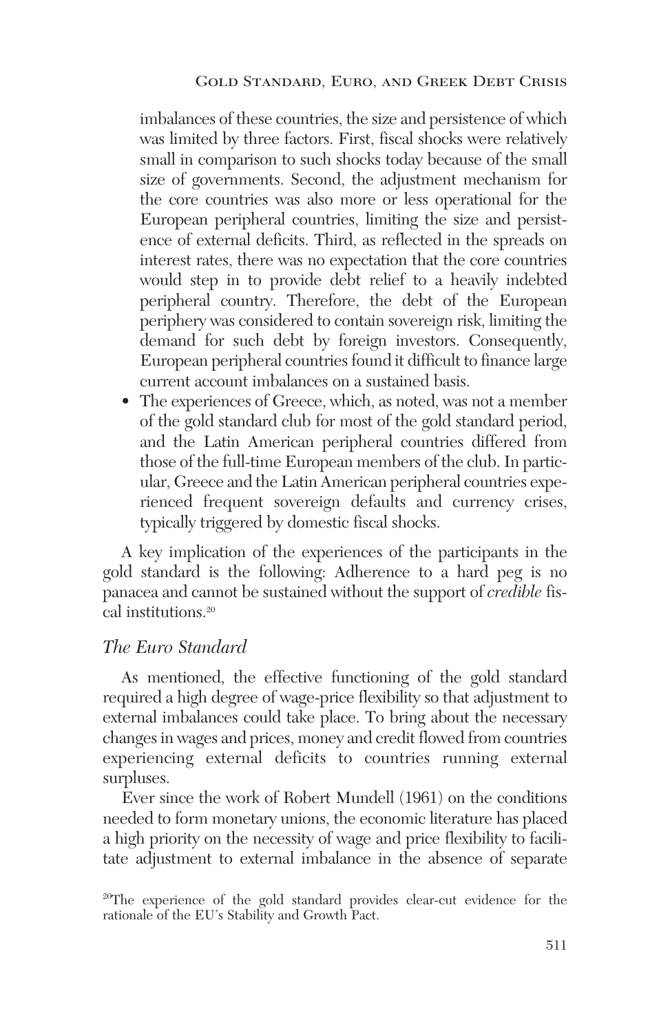imbalances of these countries, the size and persistence of which was limited by three factors. First, fiscal shocks were relatively small in comparison to such shocks today because of the small size of governments. Second, the adjustment mechanism for the core countries was also more or less operational for the European peripheral countries, limiting the size and persistence of external deficits. Third, as reflected in the spreads on interest rates, there was no expectation that the core countries would step in to provide debt relief to a heavily indebted peripheral country. Therefore, the debt of the European periphery was considered to contain sovereign risk, limiting the demand for such debt by foreign investors. Consequently, European peripheral countries found it difficult to finance large current account imbalances on a sustained basis.

- The experiences of Greece, which, as noted, was not a member of the gold standard club for most of the gold standard period, and the Latin American peripheral countries differed from those of the full-time European members of the club. In particular, Greece and the Latin American peripheral countries experienced frequent sovereign defaults and currency crises, typically triggered by domestic fiscal shocks.

A key implication of the experiences of the participants in the gold standard is the following: Adherence to a hard peg is no panacea and cannot be sustained without the support of *credible* fiscal institutions.[20]

## *The Euro Standard*

As mentioned, the effective functioning of the gold standard required a high degree of wage-price flexibility so that adjustment to external imbalances could take place. To bring about the necessary changes in wages and prices, money and credit flowed from countries experiencing external deficits to countries running external surpluses.

Ever since the work of Robert Mundell (1961) on the conditions needed to form monetary unions, the economic literature has placed a high priority on the necessity of wage and price flexibility to facilitate adjustment to external imbalance in the absence of separate

[20]The experience of the gold standard provides clear-cut evidence for the rationale of the EU's Stability and Growth Pact.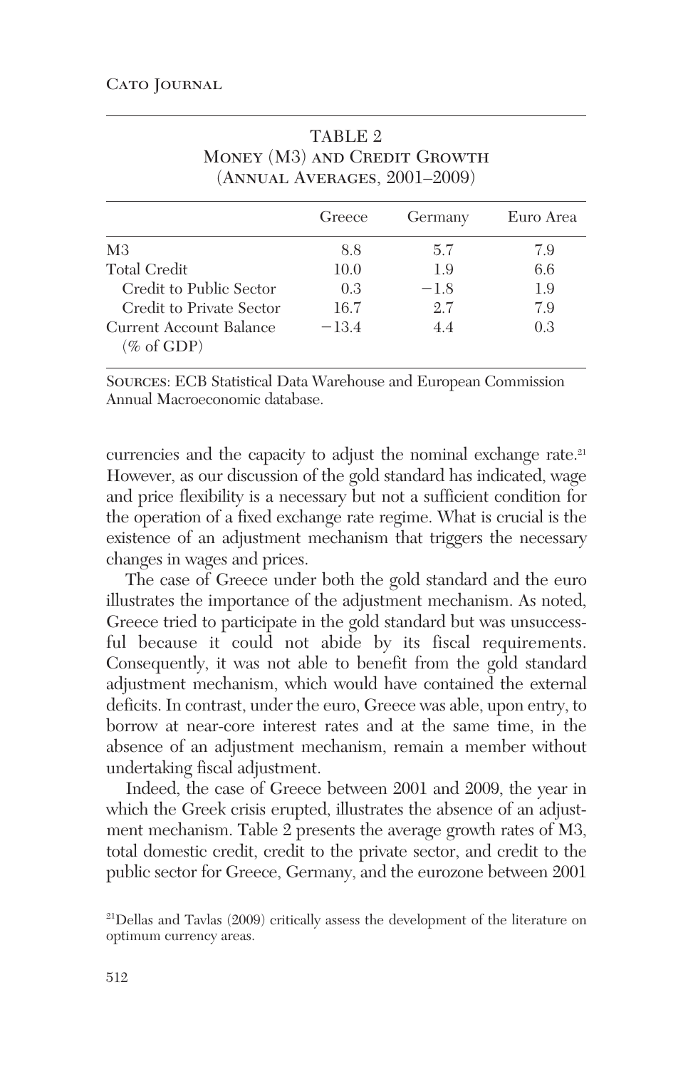TABLE 2
Money (M3) and Credit Growth
(Annual Averages, 2001–2009)

| | Greece | Germany | Euro Area |
|---|---|---|---|
| M3 | 8.8 | 5.7 | 7.9 |
| Total Credit | 10.0 | 1.9 | 6.6 |
| Credit to Public Sector | 0.3 | −1.8 | 1.9 |
| Credit to Private Sector | 16.7 | 2.7 | 7.9 |
| Current Account Balance (% of GDP) | −13.4 | 4.4 | 0.3 |

Sources: ECB Statistical Data Warehouse and European Commission Annual Macroeconomic database.

currencies and the capacity to adjust the nominal exchange rate.[21] However, as our discussion of the gold standard has indicated, wage and price flexibility is a necessary but not a sufficient condition for the operation of a fixed exchange rate regime. What is crucial is the existence of an adjustment mechanism that triggers the necessary changes in wages and prices.

The case of Greece under both the gold standard and the euro illustrates the importance of the adjustment mechanism. As noted, Greece tried to participate in the gold standard but was unsuccessful because it could not abide by its fiscal requirements. Consequently, it was not able to benefit from the gold standard adjustment mechanism, which would have contained the external deficits. In contrast, under the euro, Greece was able, upon entry, to borrow at near-core interest rates and at the same time, in the absence of an adjustment mechanism, remain a member without undertaking fiscal adjustment.

Indeed, the case of Greece between 2001 and 2009, the year in which the Greek crisis erupted, illustrates the absence of an adjustment mechanism. Table 2 presents the average growth rates of M3, total domestic credit, credit to the private sector, and credit to the public sector for Greece, Germany, and the eurozone between 2001

[21]Dellas and Tavlas (2009) critically assess the development of the literature on optimum currency areas.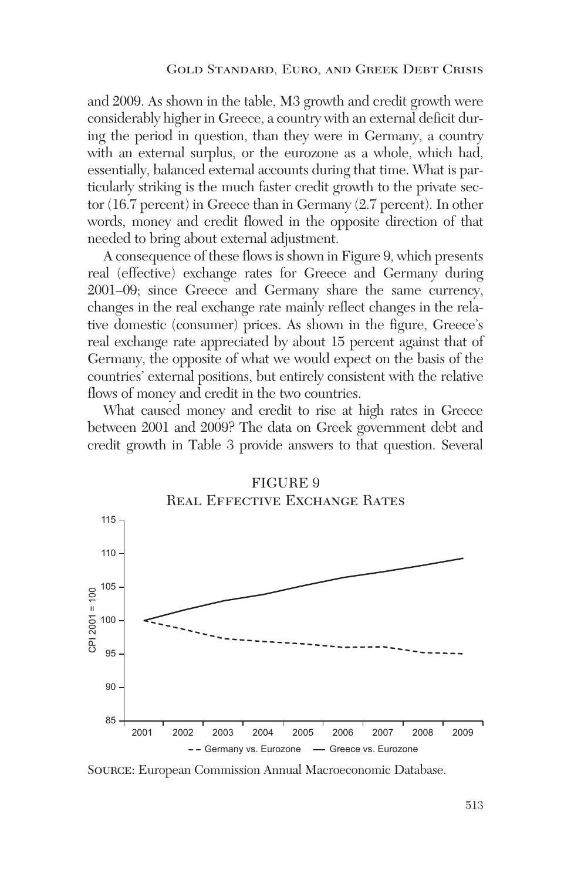and 2009. As shown in the table, M3 growth and credit growth were considerably higher in Greece, a country with an external deficit during the period in question, than they were in Germany, a country with an external surplus, or the eurozone as a whole, which had, essentially, balanced external accounts during that time. What is particularly striking is the much faster credit growth to the private sector (16.7 percent) in Greece than in Germany (2.7 percent). In other words, money and credit flowed in the opposite direction of that needed to bring about external adjustment.

A consequence of these flows is shown in Figure 9, which presents real (effective) exchange rates for Greece and Germany during 2001–09; since Greece and Germany share the same currency, changes in the real exchange rate mainly reflect changes in the relative domestic (consumer) prices. As shown in the figure, Greece's real exchange rate appreciated by about 15 percent against that of Germany, the opposite of what we would expect on the basis of the countries' external positions, but entirely consistent with the relative flows of money and credit in the two countries.

What caused money and credit to rise at high rates in Greece between 2001 and 2009? The data on Greek government debt and credit growth in Table 3 provide answers to that question. Several

FIGURE 9
Real Effective Exchange Rates

Source: European Commission Annual Macroeconomic Database.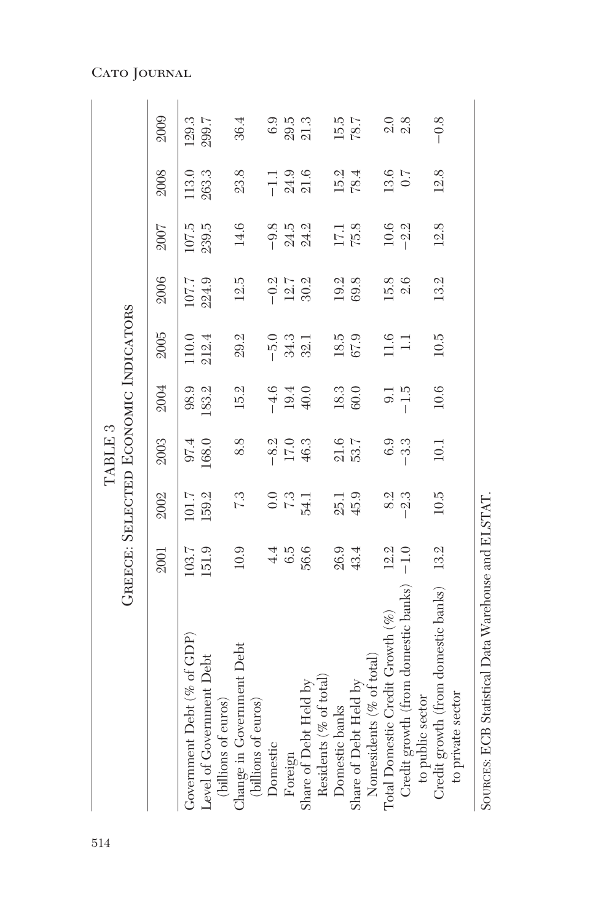# TABLE 3

## Greece: Selected Economic Indicators

| | 2001 | 2002 | 2003 | 2004 | 2005 | 2006 | 2007 | 2008 | 2009 |
|---|---|---|---|---|---|---|---|---|---|
| Government Debt (% of GDP) | 103.7 | 101.7 | 97.4 | 98.9 | 110.0 | 107.7 | 107.5 | 113.0 | 129.3 |
| Level of Government Debt (billions of euros) | 151.9 | 159.2 | 168.0 | 183.2 | 212.4 | 224.9 | 239.5 | 263.3 | 299.7 |
| Change in Government Debt (billions of euros) | 10.9 | 7.3 | 8.8 | 15.2 | 29.2 | 12.5 | 14.6 | 23.8 | 36.4 |
| Domestic | 4.4 | 0.0 | −8.2 | −4.6 | −5.0 | −0.2 | −9.8 | −1.1 | 6.9 |
| Foreign | 6.5 | 7.3 | 17.0 | 19.4 | 34.3 | 12.7 | 24.5 | 24.9 | 29.5 |
| Share of Debt Held by Residents (% of total) | 56.6 | 54.1 | 46.3 | 40.0 | 32.1 | 30.2 | 24.2 | 21.6 | 21.3 |
| Domestic banks | 26.9 | 25.1 | 21.6 | 18.3 | 18.5 | 19.2 | 17.1 | 15.2 | 15.5 |
| Share of Debt Held by Nonresidents (% of total) | 43.4 | 45.9 | 53.7 | 60.0 | 67.9 | 69.8 | 75.8 | 78.4 | 78.7 |
| Total Domestic Credit Growth (%) | 12.2 | 8.2 | 6.9 | 9.1 | 11.6 | 15.8 | 10.6 | 13.6 | 2.0 |
| Credit growth (from domestic banks) to public sector | −1.0 | −2.3 | −3.3 | −1.5 | 1.1 | 2.6 | −2.2 | 0.7 | 2.8 |
| Credit growth (from domestic banks) to private sector | 13.2 | 10.5 | 10.1 | 10.6 | 10.5 | 13.2 | 12.8 | 12.8 | −0.8 |

Sources: ECB Statistical Data Warehouse and ELSTAT.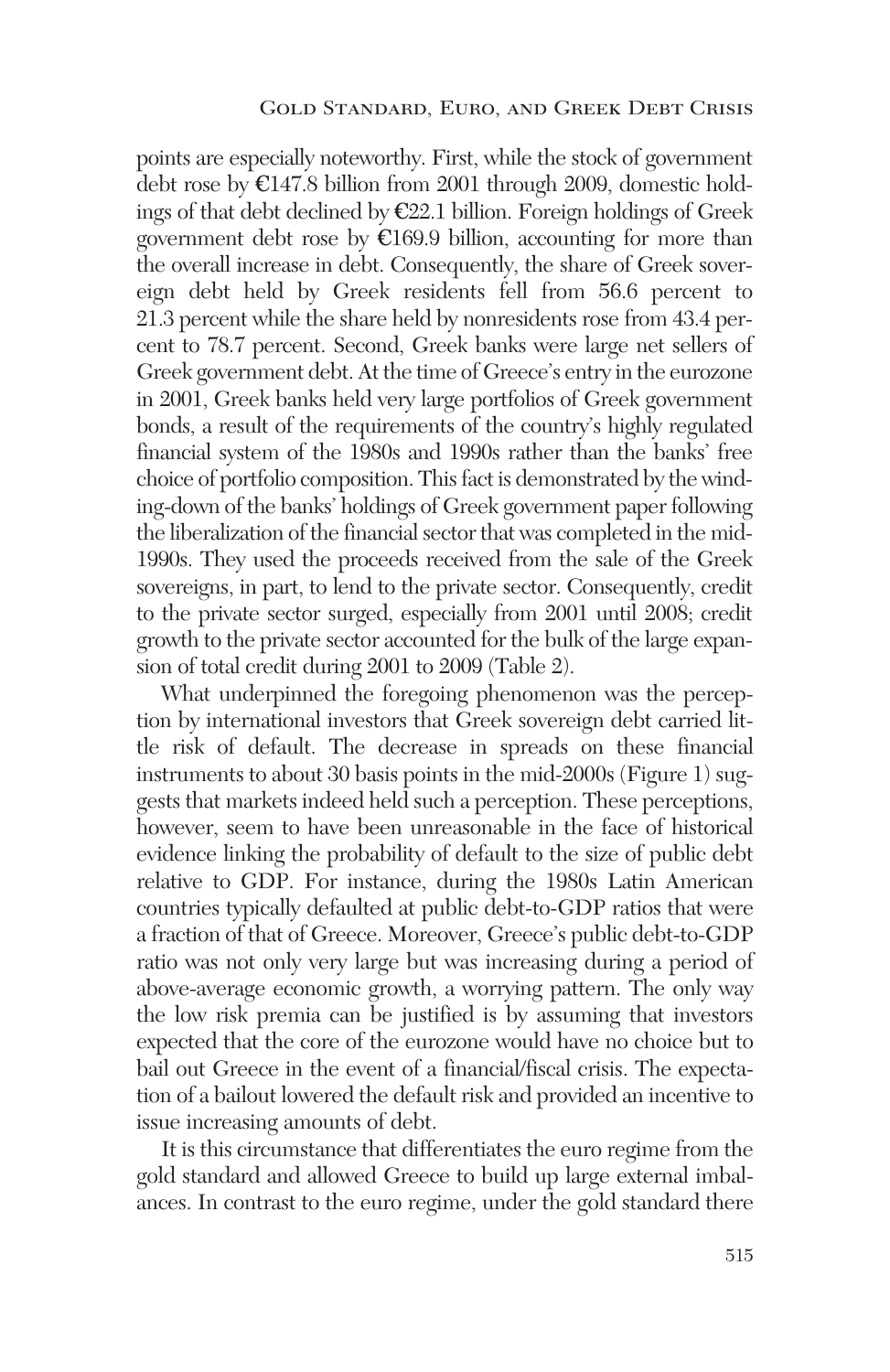points are especially noteworthy. First, while the stock of government debt rose by €147.8 billion from 2001 through 2009, domestic holdings of that debt declined by €22.1 billion. Foreign holdings of Greek government debt rose by €169.9 billion, accounting for more than the overall increase in debt. Consequently, the share of Greek sovereign debt held by Greek residents fell from 56.6 percent to 21.3 percent while the share held by nonresidents rose from 43.4 percent to 78.7 percent. Second, Greek banks were large net sellers of Greek government debt. At the time of Greece's entry in the eurozone in 2001, Greek banks held very large portfolios of Greek government bonds, a result of the requirements of the country's highly regulated financial system of the 1980s and 1990s rather than the banks' free choice of portfolio composition. This fact is demonstrated by the winding-down of the banks' holdings of Greek government paper following the liberalization of the financial sector that was completed in the mid-1990s. They used the proceeds received from the sale of the Greek sovereigns, in part, to lend to the private sector. Consequently, credit to the private sector surged, especially from 2001 until 2008; credit growth to the private sector accounted for the bulk of the large expansion of total credit during 2001 to 2009 (Table 2).

What underpinned the foregoing phenomenon was the perception by international investors that Greek sovereign debt carried little risk of default. The decrease in spreads on these financial instruments to about 30 basis points in the mid-2000s (Figure 1) suggests that markets indeed held such a perception. These perceptions, however, seem to have been unreasonable in the face of historical evidence linking the probability of default to the size of public debt relative to GDP. For instance, during the 1980s Latin American countries typically defaulted at public debt-to-GDP ratios that were a fraction of that of Greece. Moreover, Greece's public debt-to-GDP ratio was not only very large but was increasing during a period of above-average economic growth, a worrying pattern. The only way the low risk premia can be justified is by assuming that investors expected that the core of the eurozone would have no choice but to bail out Greece in the event of a financial/fiscal crisis. The expectation of a bailout lowered the default risk and provided an incentive to issue increasing amounts of debt.

It is this circumstance that differentiates the euro regime from the gold standard and allowed Greece to build up large external imbalances. In contrast to the euro regime, under the gold standard there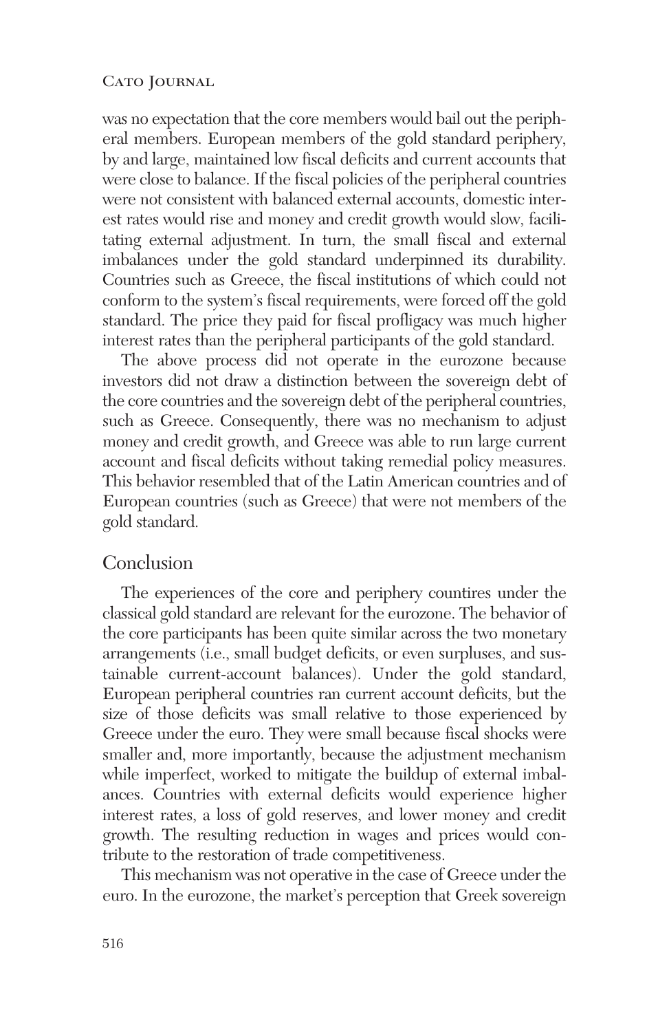was no expectation that the core members would bail out the peripheral members. European members of the gold standard periphery, by and large, maintained low fiscal deficits and current accounts that were close to balance. If the fiscal policies of the peripheral countries were not consistent with balanced external accounts, domestic interest rates would rise and money and credit growth would slow, facilitating external adjustment. In turn, the small fiscal and external imbalances under the gold standard underpinned its durability. Countries such as Greece, the fiscal institutions of which could not conform to the system's fiscal requirements, were forced off the gold standard. The price they paid for fiscal profligacy was much higher interest rates than the peripheral participants of the gold standard.

The above process did not operate in the eurozone because investors did not draw a distinction between the sovereign debt of the core countries and the sovereign debt of the peripheral countries, such as Greece. Consequently, there was no mechanism to adjust money and credit growth, and Greece was able to run large current account and fiscal deficits without taking remedial policy measures. This behavior resembled that of the Latin American countries and of European countries (such as Greece) that were not members of the gold standard.

## Conclusion

The experiences of the core and periphery countires under the classical gold standard are relevant for the eurozone. The behavior of the core participants has been quite similar across the two monetary arrangements (i.e., small budget deficits, or even surpluses, and sustainable current-account balances). Under the gold standard, European peripheral countries ran current account deficits, but the size of those deficits was small relative to those experienced by Greece under the euro. They were small because fiscal shocks were smaller and, more importantly, because the adjustment mechanism while imperfect, worked to mitigate the buildup of external imbalances. Countries with external deficits would experience higher interest rates, a loss of gold reserves, and lower money and credit growth. The resulting reduction in wages and prices would contribute to the restoration of trade competitiveness.

This mechanism was not operative in the case of Greece under the euro. In the eurozone, the market's perception that Greek sovereign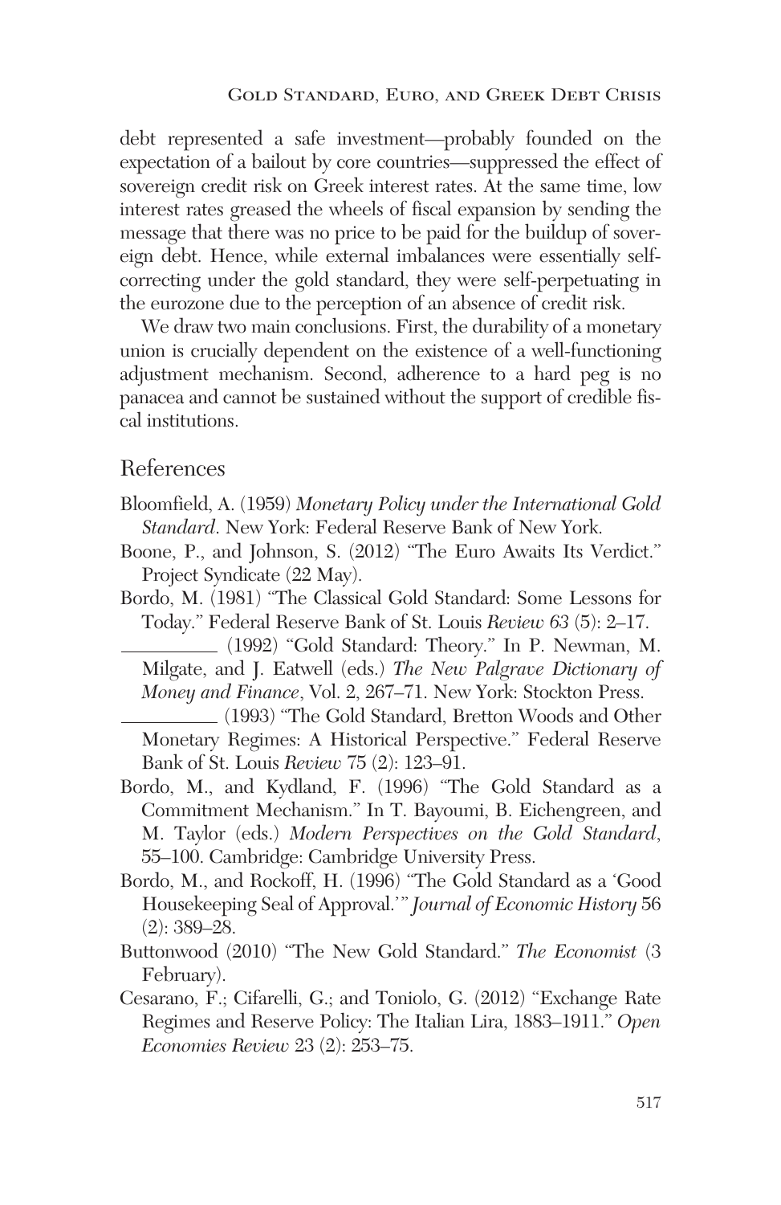debt represented a safe investment—probably founded on the expectation of a bailout by core countries—suppressed the effect of sovereign credit risk on Greek interest rates. At the same time, low interest rates greased the wheels of fiscal expansion by sending the message that there was no price to be paid for the buildup of sovereign debt. Hence, while external imbalances were essentially self-correcting under the gold standard, they were self-perpetuating in the eurozone due to the perception of an absence of credit risk.

We draw two main conclusions. First, the durability of a monetary union is crucially dependent on the existence of a well-functioning adjustment mechanism. Second, adherence to a hard peg is no panacea and cannot be sustained without the support of credible fiscal institutions.

## References

Bloomfield, A. (1959) *Monetary Policy under the International Gold Standard*. New York: Federal Reserve Bank of New York.

Boone, P., and Johnson, S. (2012) "The Euro Awaits Its Verdict." Project Syndicate (22 May).

Bordo, M. (1981) "The Classical Gold Standard: Some Lessons for Today." Federal Reserve Bank of St. Louis *Review 63* (5): 2–17.

__________ (1992) "Gold Standard: Theory." In P. Newman, M. Milgate, and J. Eatwell (eds.) *The New Palgrave Dictionary of Money and Finance*, Vol. 2, 267–71. New York: Stockton Press.

__________ (1993) "The Gold Standard, Bretton Woods and Other Monetary Regimes: A Historical Perspective." Federal Reserve Bank of St. Louis *Review* 75 (2): 123–91.

Bordo, M., and Kydland, F. (1996) "The Gold Standard as a Commitment Mechanism." In T. Bayoumi, B. Eichengreen, and M. Taylor (eds.) *Modern Perspectives on the Gold Standard*, 55–100. Cambridge: Cambridge University Press.

Bordo, M., and Rockoff, H. (1996) "The Gold Standard as a 'Good Housekeeping Seal of Approval.'" *Journal of Economic History* 56 (2): 389–28.

Buttonwood (2010) "The New Gold Standard." *The Economist* (3 February).

Cesarano, F.; Cifarelli, G.; and Toniolo, G. (2012) "Exchange Rate Regimes and Reserve Policy: The Italian Lira, 1883–1911." *Open Economies Review* 23 (2): 253–75.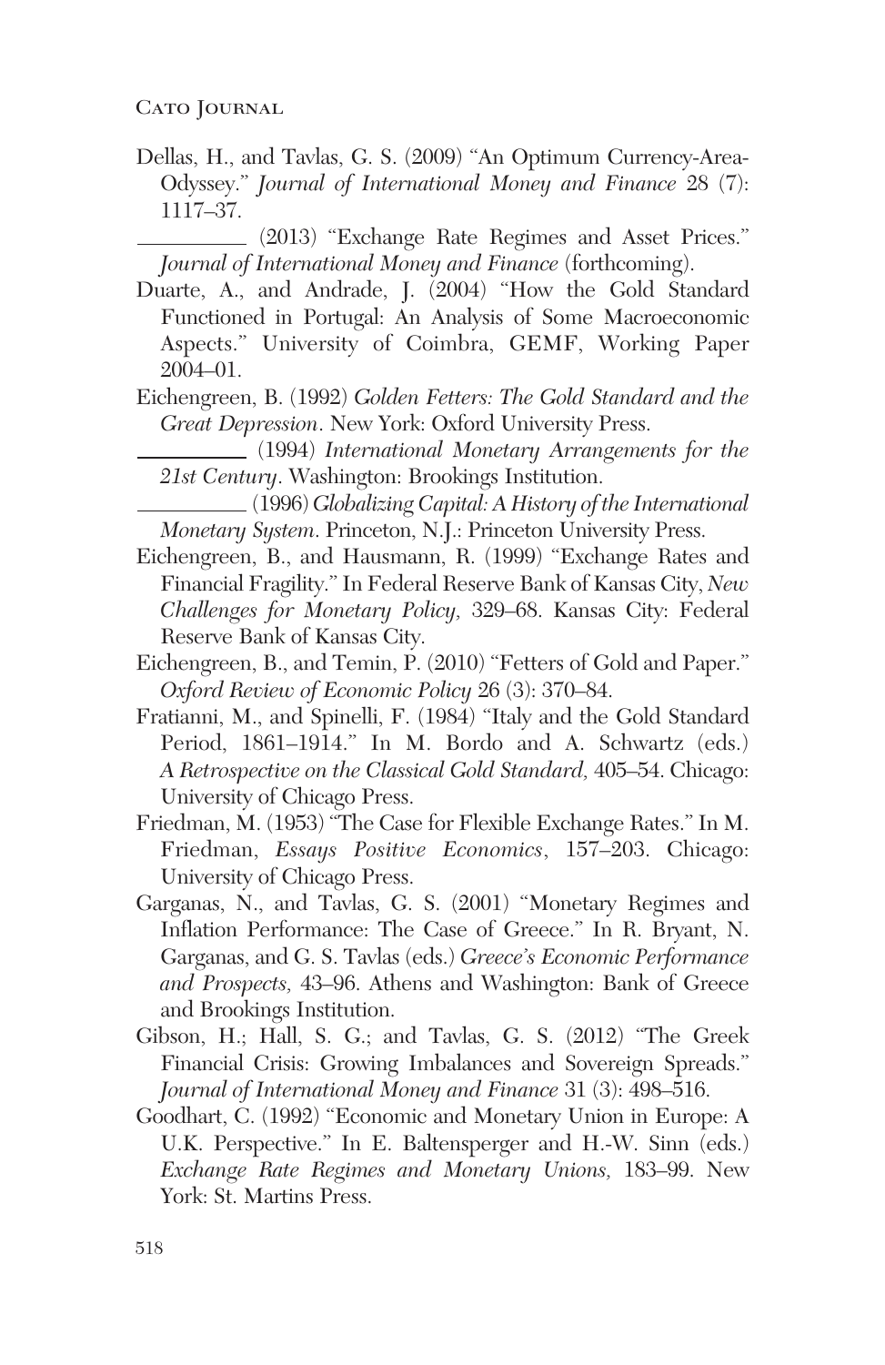Dellas, H., and Tavlas, G. S. (2009) "An Optimum Currency-Area-Odyssey." *Journal of International Money and Finance* 28 (7): 1117–37.

__________ (2013) "Exchange Rate Regimes and Asset Prices." *Journal of International Money and Finance* (forthcoming).

Duarte, A., and Andrade, J. (2004) "How the Gold Standard Functioned in Portugal: An Analysis of Some Macroeconomic Aspects." University of Coimbra, GEMF, Working Paper 2004–01.

Eichengreen, B. (1992) *Golden Fetters: The Gold Standard and the Great Depression*. New York: Oxford University Press.

__________ (1994) *International Monetary Arrangements for the 21st Century*. Washington: Brookings Institution.

__________ (1996) *Globalizing Capital: A History of the International Monetary System*. Princeton, N.J.: Princeton University Press.

Eichengreen, B., and Hausmann, R. (1999) "Exchange Rates and Financial Fragility." In Federal Reserve Bank of Kansas City, *New Challenges for Monetary Policy,* 329–68. Kansas City: Federal Reserve Bank of Kansas City.

Eichengreen, B., and Temin, P. (2010) "Fetters of Gold and Paper." *Oxford Review of Economic Policy* 26 (3): 370–84.

Fratianni, M., and Spinelli, F. (1984) "Italy and the Gold Standard Period, 1861–1914." In M. Bordo and A. Schwartz (eds.) *A Retrospective on the Classical Gold Standard,* 405–54. Chicago: University of Chicago Press.

Friedman, M. (1953) "The Case for Flexible Exchange Rates." In M. Friedman, *Essays Positive Economics*, 157–203. Chicago: University of Chicago Press.

Garganas, N., and Tavlas, G. S. (2001) "Monetary Regimes and Inflation Performance: The Case of Greece." In R. Bryant, N. Garganas, and G. S. Tavlas (eds.) *Greece's Economic Performance and Prospects,* 43–96. Athens and Washington: Bank of Greece and Brookings Institution.

Gibson, H.; Hall, S. G.; and Tavlas, G. S. (2012) "The Greek Financial Crisis: Growing Imbalances and Sovereign Spreads." *Journal of International Money and Finance* 31 (3): 498–516.

Goodhart, C. (1992) "Economic and Monetary Union in Europe: A U.K. Perspective." In E. Baltensperger and H.-W. Sinn (eds.) *Exchange Rate Regimes and Monetary Unions,* 183–99. New York: St. Martins Press.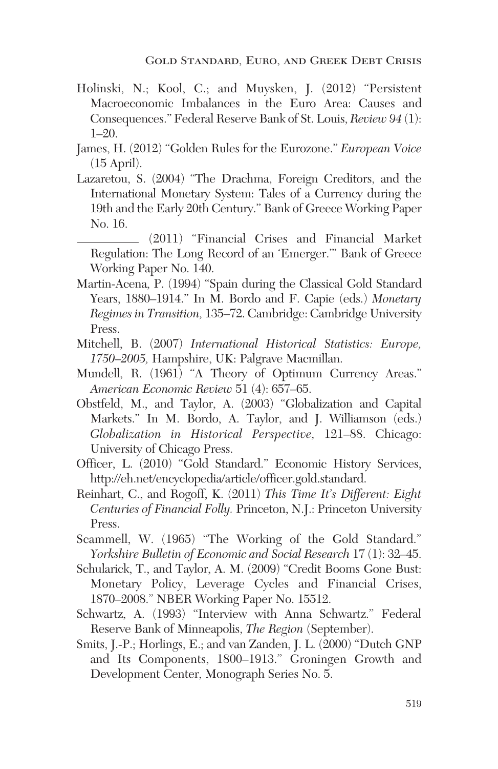Holinski, N.; Kool, C.; and Muysken, J. (2012) "Persistent Macroeconomic Imbalances in the Euro Area: Causes and Consequences." Federal Reserve Bank of St. Louis, *Review 94* (1): 1–20.

James, H. (2012) "Golden Rules for the Eurozone." *European Voice* (15 April).

Lazaretou, S. (2004) "The Drachma, Foreign Creditors, and the International Monetary System: Tales of a Currency during the 19th and the Early 20th Century." Bank of Greece Working Paper No. 16.

\_\_\_\_\_\_\_\_\_\_ (2011) "Financial Crises and Financial Market Regulation: The Long Record of an 'Emerger.'" Bank of Greece Working Paper No. 140.

Martin-Acena, P. (1994) "Spain during the Classical Gold Standard Years, 1880–1914." In M. Bordo and F. Capie (eds.) *Monetary Regimes in Transition,* 135–72. Cambridge: Cambridge University Press.

Mitchell, B. (2007) *International Historical Statistics: Europe, 1750–2005,* Hampshire, UK: Palgrave Macmillan.

Mundell, R. (1961) "A Theory of Optimum Currency Areas." *American Economic Review* 51 (4): 657–65.

Obstfeld, M., and Taylor, A. (2003) "Globalization and Capital Markets." In M. Bordo, A. Taylor, and J. Williamson (eds.) *Globalization in Historical Perspective,* 121–88. Chicago: University of Chicago Press.

Officer, L. (2010) "Gold Standard." Economic History Services, http://eh.net/encyclopedia/article/officer.gold.standard.

Reinhart, C., and Rogoff, K. (2011) *This Time It's Different: Eight Centuries of Financial Folly.* Princeton, N.J.: Princeton University Press.

Scammell, W. (1965) "The Working of the Gold Standard." *Yorkshire Bulletin of Economic and Social Research* 17 (1): 32–45.

Schularick, T., and Taylor, A. M. (2009) "Credit Booms Gone Bust: Monetary Policy, Leverage Cycles and Financial Crises, 1870–2008." NBER Working Paper No. 15512.

Schwartz, A. (1993) "Interview with Anna Schwartz." Federal Reserve Bank of Minneapolis, *The Region* (September).

Smits, J.-P.; Horlings, E.; and van Zanden, J. L. (2000) "Dutch GNP and Its Components, 1800–1913." Groningen Growth and Development Center, Monograph Series No. 5.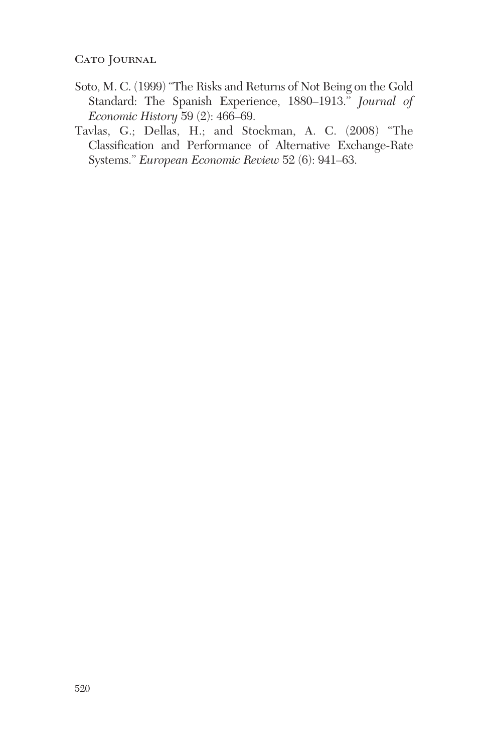Soto, M. C. (1999) "The Risks and Returns of Not Being on the Gold Standard: The Spanish Experience, 1880–1913." *Journal of Economic History* 59 (2): 466–69.

Tavlas, G.; Dellas, H.; and Stockman, A. C. (2008) "The Classification and Performance of Alternative Exchange-Rate Systems." *European Economic Review* 52 (6): 941–63.